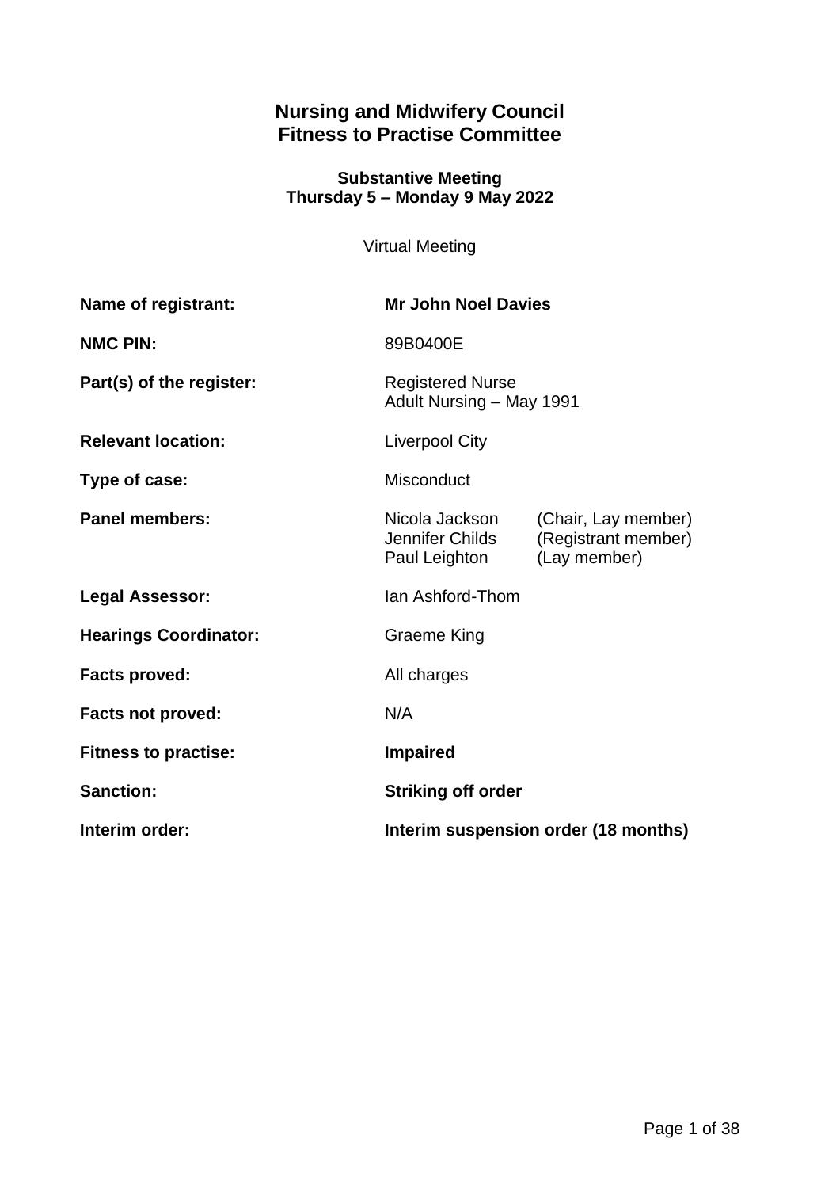# Nursing and Midwifery Council
# Fitness to Practise Committee

### Substantive Meeting
### Thursday 5 – Monday 9 May 2022

Virtual Meeting

| | | |
|---|---|---|
| **Name of registrant:** | **Mr John Noel Davies** | |
| **NMC PIN:** | 89B0400E | |
| **Part(s) of the register:** | Registered Nurse<br>Adult Nursing – May 1991 | |
| **Relevant location:** | Liverpool City | |
| **Type of case:** | Misconduct | |
| **Panel members:** | Nicola Jackson<br>Jennifer Childs<br>Paul Leighton | (Chair, Lay member)<br>(Registrant member)<br>(Lay member) |
| **Legal Assessor:** | Ian Ashford-Thom | |
| **Hearings Coordinator:** | Graeme King | |
| **Facts proved:** | All charges | |
| **Facts not proved:** | N/A | |
| **Fitness to practise:** | **Impaired** | |
| **Sanction:** | **Striking off order** | |
| **Interim order:** | **Interim suspension order (18 months)** | |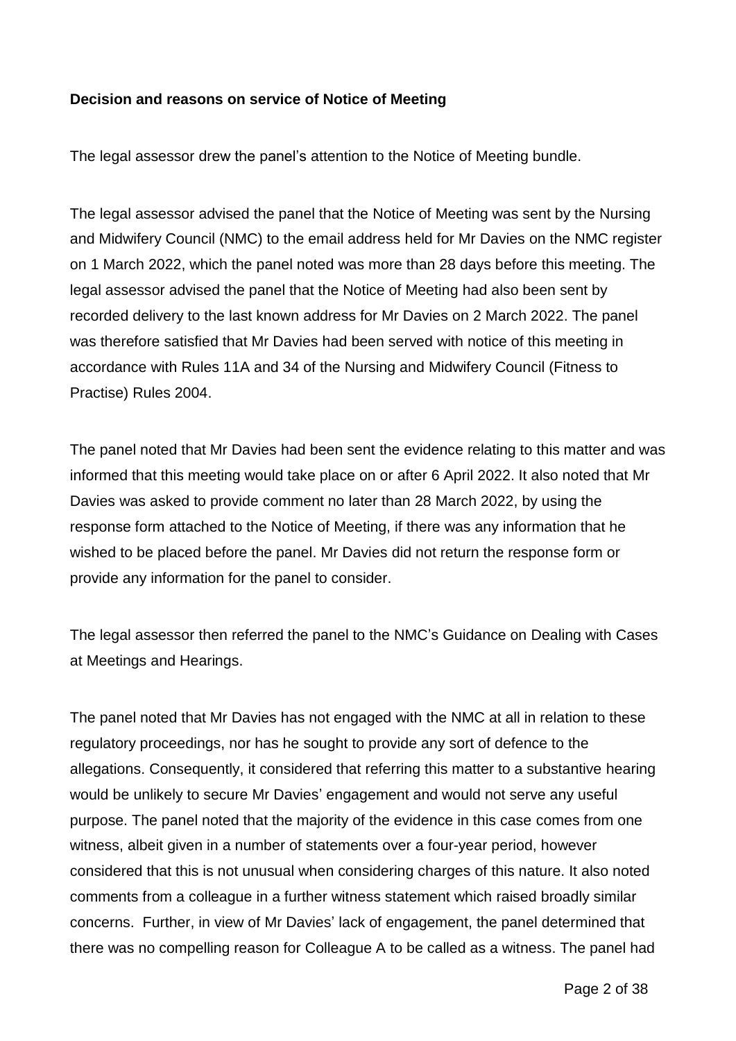**Decision and reasons on service of Notice of Meeting**

The legal assessor drew the panel's attention to the Notice of Meeting bundle.

The legal assessor advised the panel that the Notice of Meeting was sent by the Nursing and Midwifery Council (NMC) to the email address held for Mr Davies on the NMC register on 1 March 2022, which the panel noted was more than 28 days before this meeting. The legal assessor advised the panel that the Notice of Meeting had also been sent by recorded delivery to the last known address for Mr Davies on 2 March 2022. The panel was therefore satisfied that Mr Davies had been served with notice of this meeting in accordance with Rules 11A and 34 of the Nursing and Midwifery Council (Fitness to Practise) Rules 2004.

The panel noted that Mr Davies had been sent the evidence relating to this matter and was informed that this meeting would take place on or after 6 April 2022. It also noted that Mr Davies was asked to provide comment no later than 28 March 2022, by using the response form attached to the Notice of Meeting, if there was any information that he wished to be placed before the panel. Mr Davies did not return the response form or provide any information for the panel to consider.

The legal assessor then referred the panel to the NMC's Guidance on Dealing with Cases at Meetings and Hearings.

The panel noted that Mr Davies has not engaged with the NMC at all in relation to these regulatory proceedings, nor has he sought to provide any sort of defence to the allegations. Consequently, it considered that referring this matter to a substantive hearing would be unlikely to secure Mr Davies' engagement and would not serve any useful purpose. The panel noted that the majority of the evidence in this case comes from one witness, albeit given in a number of statements over a four-year period, however considered that this is not unusual when considering charges of this nature. It also noted comments from a colleague in a further witness statement which raised broadly similar concerns. Further, in view of Mr Davies' lack of engagement, the panel determined that there was no compelling reason for Colleague A to be called as a witness. The panel had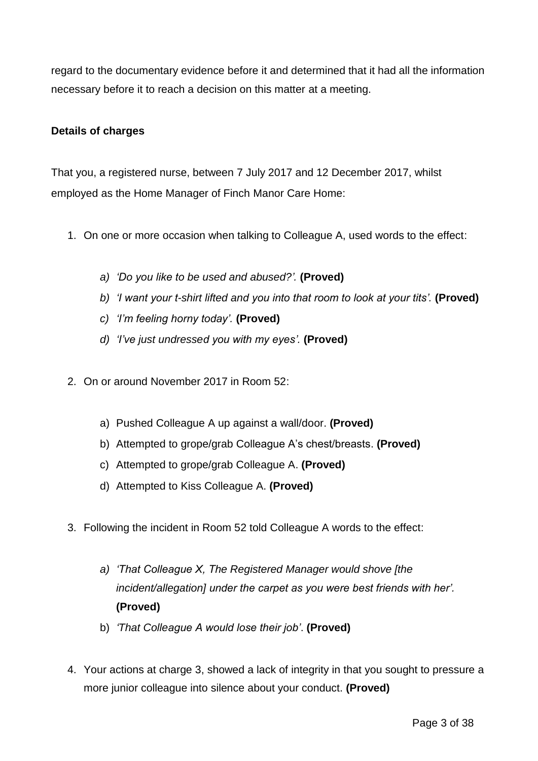regard to the documentary evidence before it and determined that it had all the information necessary before it to reach a decision on this matter at a meeting.

**Details of charges**

That you, a registered nurse, between 7 July 2017 and 12 December 2017, whilst employed as the Home Manager of Finch Manor Care Home:

1. On one or more occasion when talking to Colleague A, used words to the effect:

    a) *'Do you like to be used and abused?'.* **(Proved)**
    b) *'I want your t-shirt lifted and you into that room to look at your tits'.* **(Proved)**
    c) *'I'm feeling horny today'.* **(Proved)**
    d) *'I've just undressed you with my eyes'.* **(Proved)**

2. On or around November 2017 in Room 52:

    a) Pushed Colleague A up against a wall/door. **(Proved)**
    b) Attempted to grope/grab Colleague A's chest/breasts. **(Proved)**
    c) Attempted to grope/grab Colleague A. **(Proved)**
    d) Attempted to Kiss Colleague A. **(Proved)**

3. Following the incident in Room 52 told Colleague A words to the effect:

    a) *'That Colleague X, The Registered Manager would shove [the incident/allegation] under the carpet as you were best friends with her'.* **(Proved)**
    b) *'That Colleague A would lose their job'*. **(Proved)**

4. Your actions at charge 3, showed a lack of integrity in that you sought to pressure a more junior colleague into silence about your conduct. **(Proved)**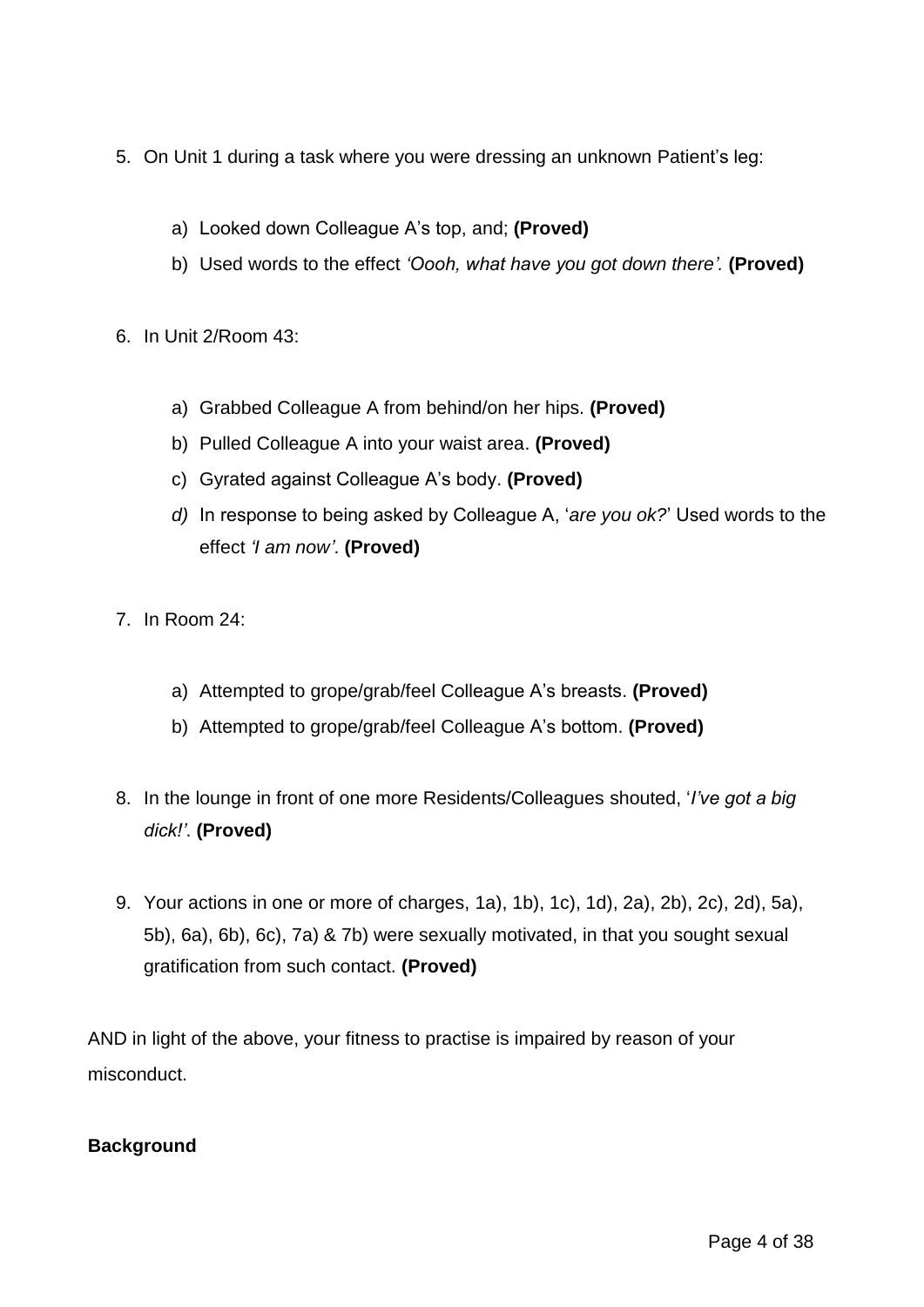5. On Unit 1 during a task where you were dressing an unknown Patient's leg:

   a) Looked down Colleague A's top, and; **(Proved)**
   b) Used words to the effect *'Oooh, what have you got down there'.* **(Proved)**

6. In Unit 2/Room 43:

   a) Grabbed Colleague A from behind/on her hips. **(Proved)**
   b) Pulled Colleague A into your waist area. **(Proved)**
   c) Gyrated against Colleague A's body. **(Proved)**
   *d)* In response to being asked by Colleague A, '*are you ok?*' Used words to the effect *'I am now'*. **(Proved)**

7. In Room 24:

   a) Attempted to grope/grab/feel Colleague A's breasts. **(Proved)**
   b) Attempted to grope/grab/feel Colleague A's bottom. **(Proved)**

8. In the lounge in front of one more Residents/Colleagues shouted, '*I've got a big dick!'*. **(Proved)**

9. Your actions in one or more of charges, 1a), 1b), 1c), 1d), 2a), 2b), 2c), 2d), 5a), 5b), 6a), 6b), 6c), 7a) & 7b) were sexually motivated, in that you sought sexual gratification from such contact. **(Proved)**

AND in light of the above, your fitness to practise is impaired by reason of your misconduct.

**Background**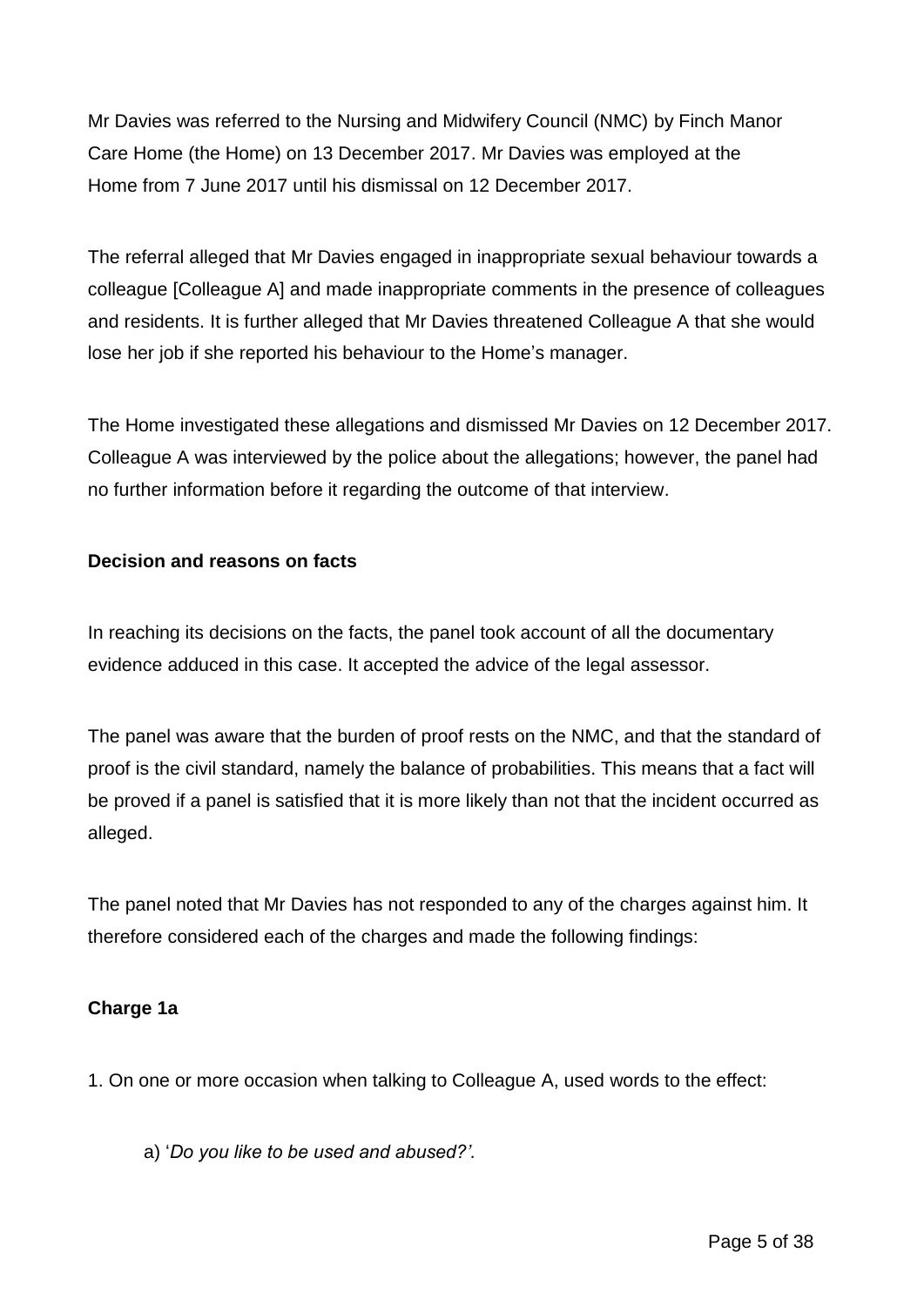Mr Davies was referred to the Nursing and Midwifery Council (NMC) by Finch Manor Care Home (the Home) on 13 December 2017. Mr Davies was employed at the Home from 7 June 2017 until his dismissal on 12 December 2017.

The referral alleged that Mr Davies engaged in inappropriate sexual behaviour towards a colleague [Colleague A] and made inappropriate comments in the presence of colleagues and residents. It is further alleged that Mr Davies threatened Colleague A that she would lose her job if she reported his behaviour to the Home's manager.

The Home investigated these allegations and dismissed Mr Davies on 12 December 2017. Colleague A was interviewed by the police about the allegations; however, the panel had no further information before it regarding the outcome of that interview.

**Decision and reasons on facts**

In reaching its decisions on the facts, the panel took account of all the documentary evidence adduced in this case. It accepted the advice of the legal assessor.

The panel was aware that the burden of proof rests on the NMC, and that the standard of proof is the civil standard, namely the balance of probabilities. This means that a fact will be proved if a panel is satisfied that it is more likely than not that the incident occurred as alleged.

The panel noted that Mr Davies has not responded to any of the charges against him. It therefore considered each of the charges and made the following findings:

**Charge 1a**

1. On one or more occasion when talking to Colleague A, used words to the effect:

   a) '*Do you like to be used and abused?'.*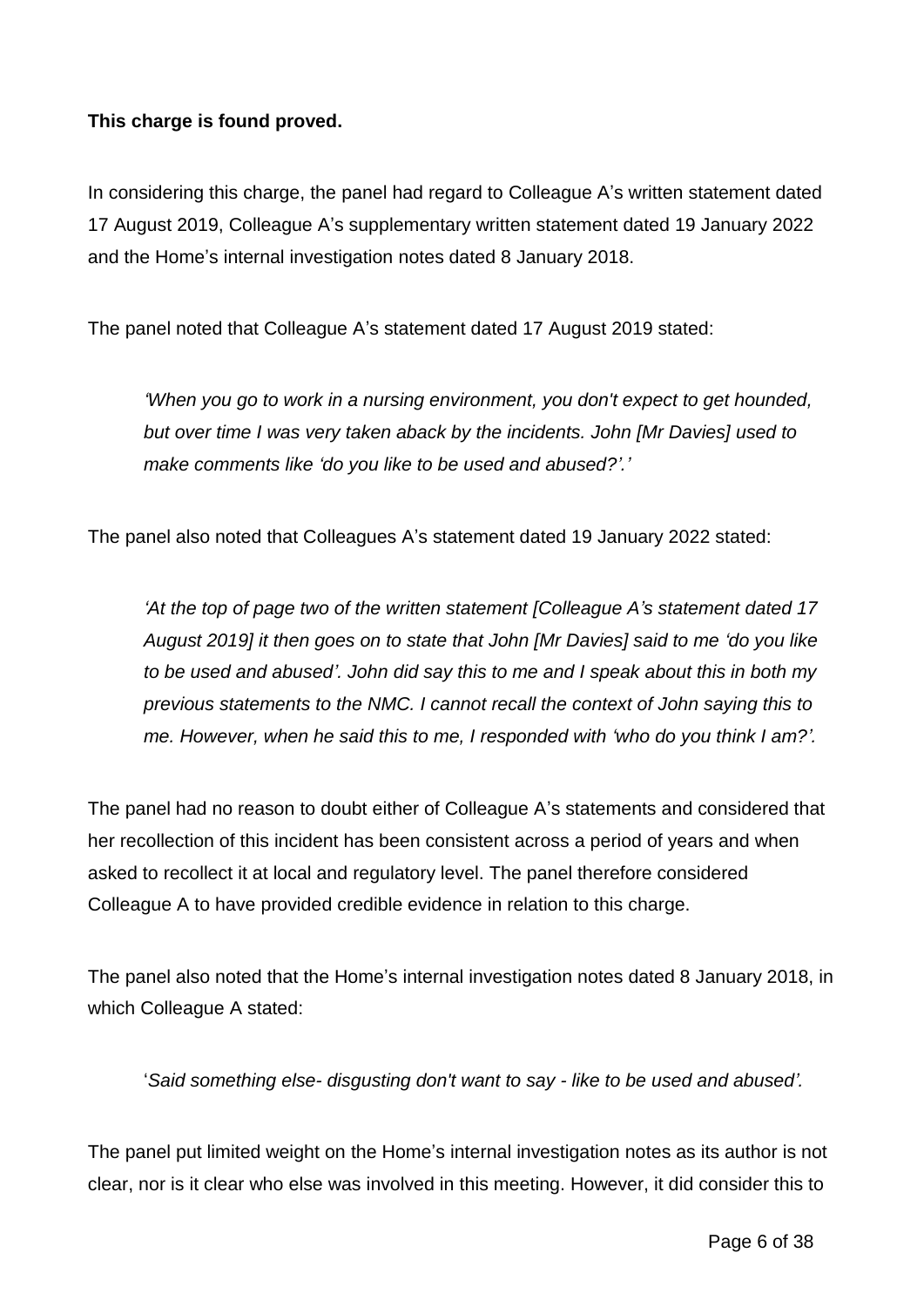**This charge is found proved.**

In considering this charge, the panel had regard to Colleague A's written statement dated 17 August 2019, Colleague A's supplementary written statement dated 19 January 2022 and the Home's internal investigation notes dated 8 January 2018.

The panel noted that Colleague A's statement dated 17 August 2019 stated:

> *'When you go to work in a nursing environment, you don't expect to get hounded, but over time I was very taken aback by the incidents. John [Mr Davies] used to make comments like 'do you like to be used and abused?'.'*

The panel also noted that Colleagues A's statement dated 19 January 2022 stated:

> *'At the top of page two of the written statement [Colleague A's statement dated 17 August 2019] it then goes on to state that John [Mr Davies] said to me 'do you like to be used and abused'. John did say this to me and I speak about this in both my previous statements to the NMC. I cannot recall the context of John saying this to me. However, when he said this to me, I responded with 'who do you think I am?'.*

The panel had no reason to doubt either of Colleague A's statements and considered that her recollection of this incident has been consistent across a period of years and when asked to recollect it at local and regulatory level. The panel therefore considered Colleague A to have provided credible evidence in relation to this charge.

The panel also noted that the Home's internal investigation notes dated 8 January 2018, in which Colleague A stated:

> '*Said something else- disgusting don't want to say - like to be used and abused'.*

The panel put limited weight on the Home's internal investigation notes as its author is not clear, nor is it clear who else was involved in this meeting. However, it did consider this to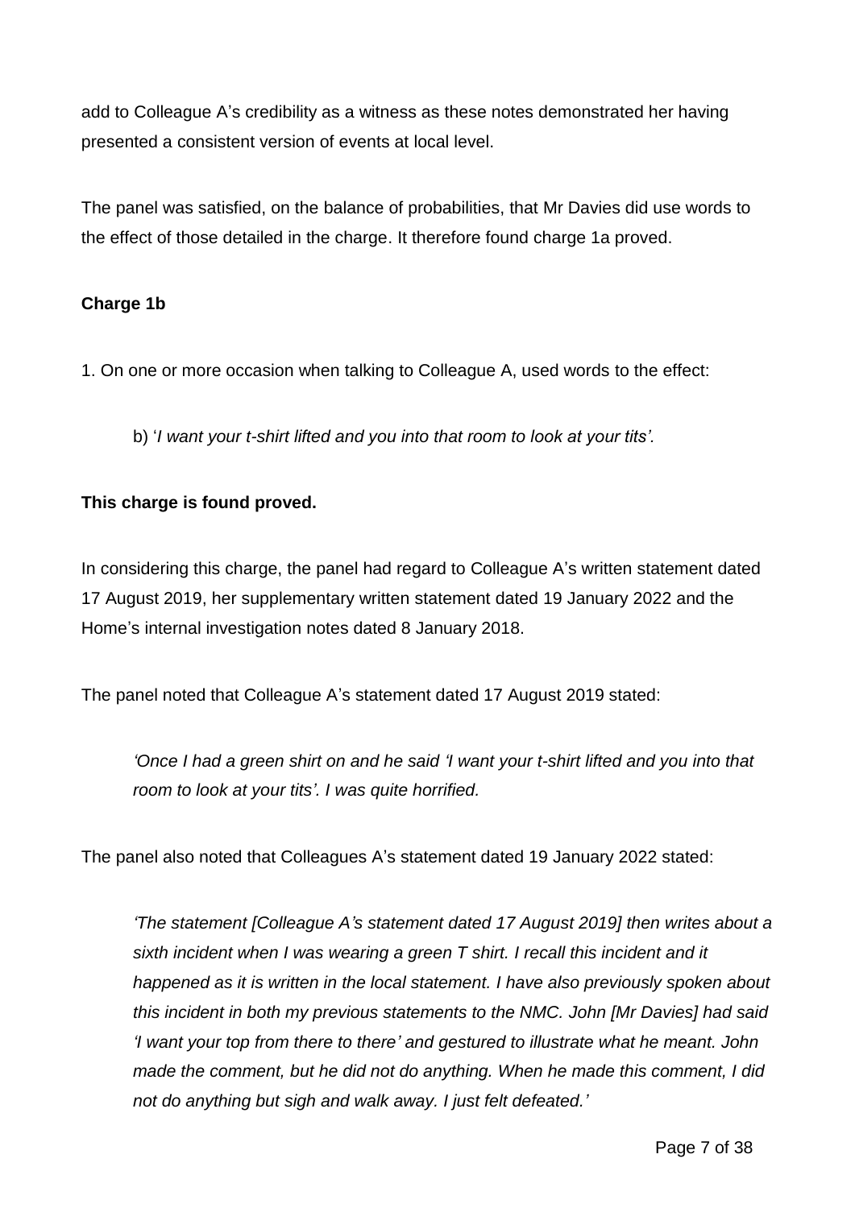add to Colleague A's credibility as a witness as these notes demonstrated her having presented a consistent version of events at local level.

The panel was satisfied, on the balance of probabilities, that Mr Davies did use words to the effect of those detailed in the charge. It therefore found charge 1a proved.

**Charge 1b**

1. On one or more occasion when talking to Colleague A, used words to the effect:

   b) '*I want your t-shirt lifted and you into that room to look at your tits'.*

**This charge is found proved.**

In considering this charge, the panel had regard to Colleague A's written statement dated 17 August 2019, her supplementary written statement dated 19 January 2022 and the Home's internal investigation notes dated 8 January 2018.

The panel noted that Colleague A's statement dated 17 August 2019 stated:

> *'Once I had a green shirt on and he said 'I want your t-shirt lifted and you into that room to look at your tits'. I was quite horrified.*

The panel also noted that Colleagues A's statement dated 19 January 2022 stated:

> *'The statement [Colleague A's statement dated 17 August 2019] then writes about a sixth incident when I was wearing a green T shirt. I recall this incident and it happened as it is written in the local statement. I have also previously spoken about this incident in both my previous statements to the NMC. John [Mr Davies] had said 'I want your top from there to there' and gestured to illustrate what he meant. John made the comment, but he did not do anything. When he made this comment, I did not do anything but sigh and walk away. I just felt defeated.'*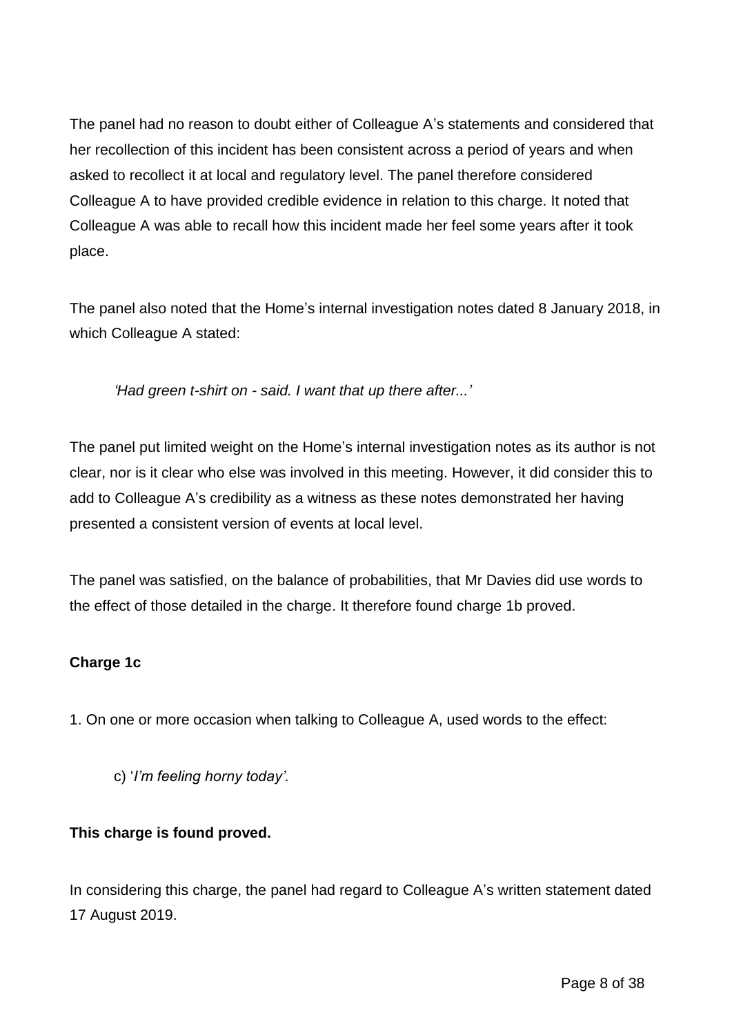The panel had no reason to doubt either of Colleague A's statements and considered that her recollection of this incident has been consistent across a period of years and when asked to recollect it at local and regulatory level. The panel therefore considered Colleague A to have provided credible evidence in relation to this charge. It noted that Colleague A was able to recall how this incident made her feel some years after it took place.

The panel also noted that the Home's internal investigation notes dated 8 January 2018, in which Colleague A stated:

> *'Had green t-shirt on - said. I want that up there after...'*

The panel put limited weight on the Home's internal investigation notes as its author is not clear, nor is it clear who else was involved in this meeting. However, it did consider this to add to Colleague A's credibility as a witness as these notes demonstrated her having presented a consistent version of events at local level.

The panel was satisfied, on the balance of probabilities, that Mr Davies did use words to the effect of those detailed in the charge. It therefore found charge 1b proved.

**Charge 1c**

1. On one or more occasion when talking to Colleague A, used words to the effect:

> c) '*I'm feeling horny today'.*

**This charge is found proved.**

In considering this charge, the panel had regard to Colleague A's written statement dated 17 August 2019.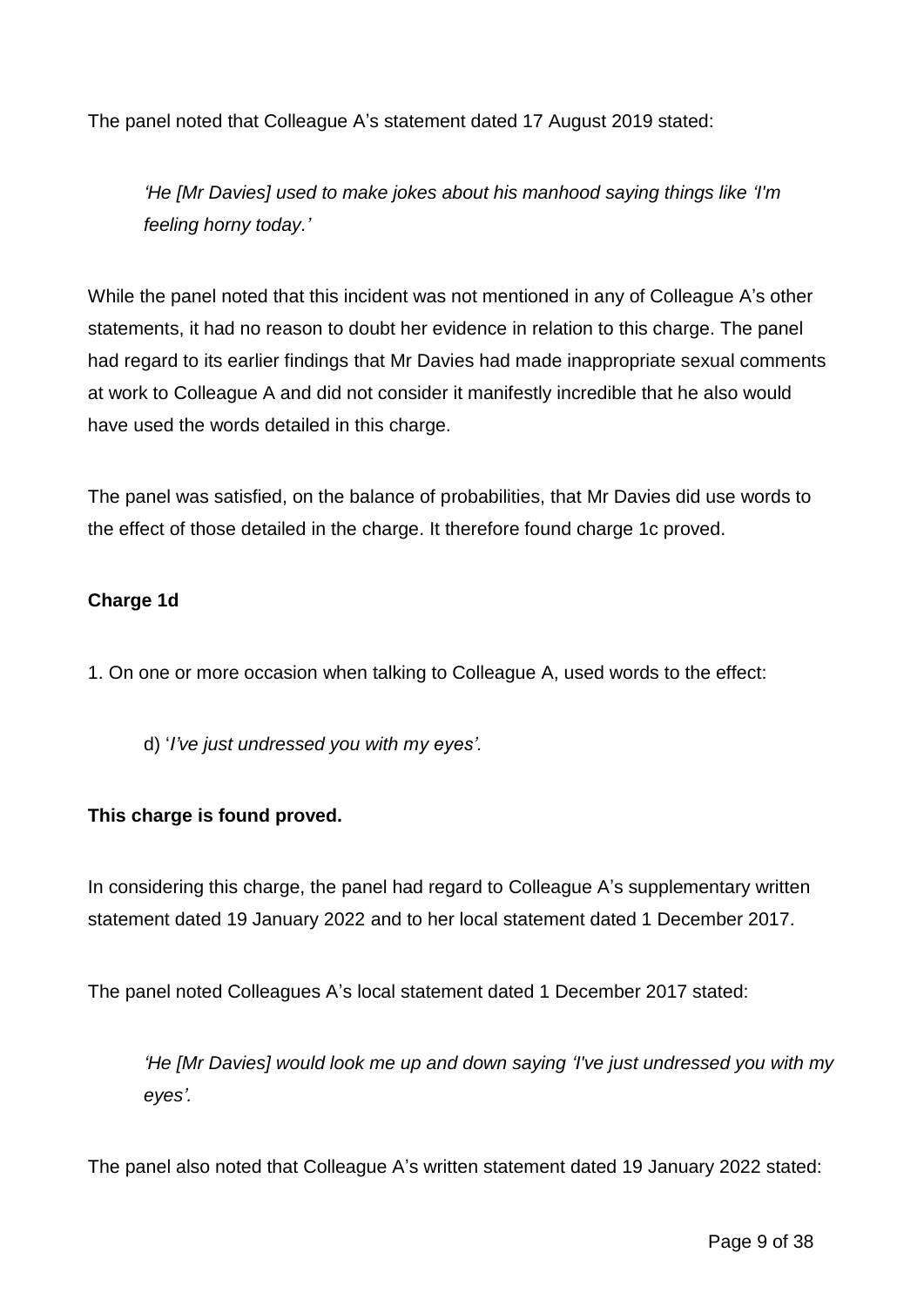The panel noted that Colleague A's statement dated 17 August 2019 stated:

> *'He [Mr Davies] used to make jokes about his manhood saying things like 'I'm feeling horny today.'*

While the panel noted that this incident was not mentioned in any of Colleague A's other statements, it had no reason to doubt her evidence in relation to this charge. The panel had regard to its earlier findings that Mr Davies had made inappropriate sexual comments at work to Colleague A and did not consider it manifestly incredible that he also would have used the words detailed in this charge.

The panel was satisfied, on the balance of probabilities, that Mr Davies did use words to the effect of those detailed in the charge. It therefore found charge 1c proved.

**Charge 1d**

1. On one or more occasion when talking to Colleague A, used words to the effect:

   d) '*I've just undressed you with my eyes'.*

**This charge is found proved.**

In considering this charge, the panel had regard to Colleague A's supplementary written statement dated 19 January 2022 and to her local statement dated 1 December 2017.

The panel noted Colleagues A's local statement dated 1 December 2017 stated:

> *'He [Mr Davies] would look me up and down saying 'I've just undressed you with my eyes'.*

The panel also noted that Colleague A's written statement dated 19 January 2022 stated: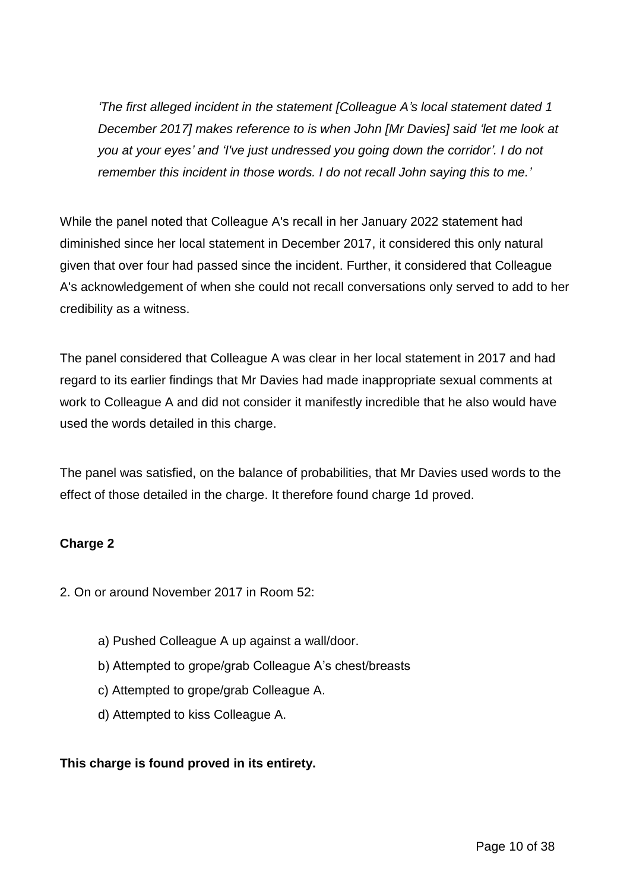*'The first alleged incident in the statement [Colleague A's local statement dated 1 December 2017] makes reference to is when John [Mr Davies] said 'let me look at you at your eyes' and 'I've just undressed you going down the corridor'. I do not remember this incident in those words. I do not recall John saying this to me.'*

While the panel noted that Colleague A's recall in her January 2022 statement had diminished since her local statement in December 2017, it considered this only natural given that over four had passed since the incident. Further, it considered that Colleague A's acknowledgement of when she could not recall conversations only served to add to her credibility as a witness.

The panel considered that Colleague A was clear in her local statement in 2017 and had regard to its earlier findings that Mr Davies had made inappropriate sexual comments at work to Colleague A and did not consider it manifestly incredible that he also would have used the words detailed in this charge.

The panel was satisfied, on the balance of probabilities, that Mr Davies used words to the effect of those detailed in the charge. It therefore found charge 1d proved.

**Charge 2**

2. On or around November 2017 in Room 52:

   a) Pushed Colleague A up against a wall/door.
   
   b) Attempted to grope/grab Colleague A's chest/breasts
   
   c) Attempted to grope/grab Colleague A.
   
   d) Attempted to kiss Colleague A.

**This charge is found proved in its entirety.**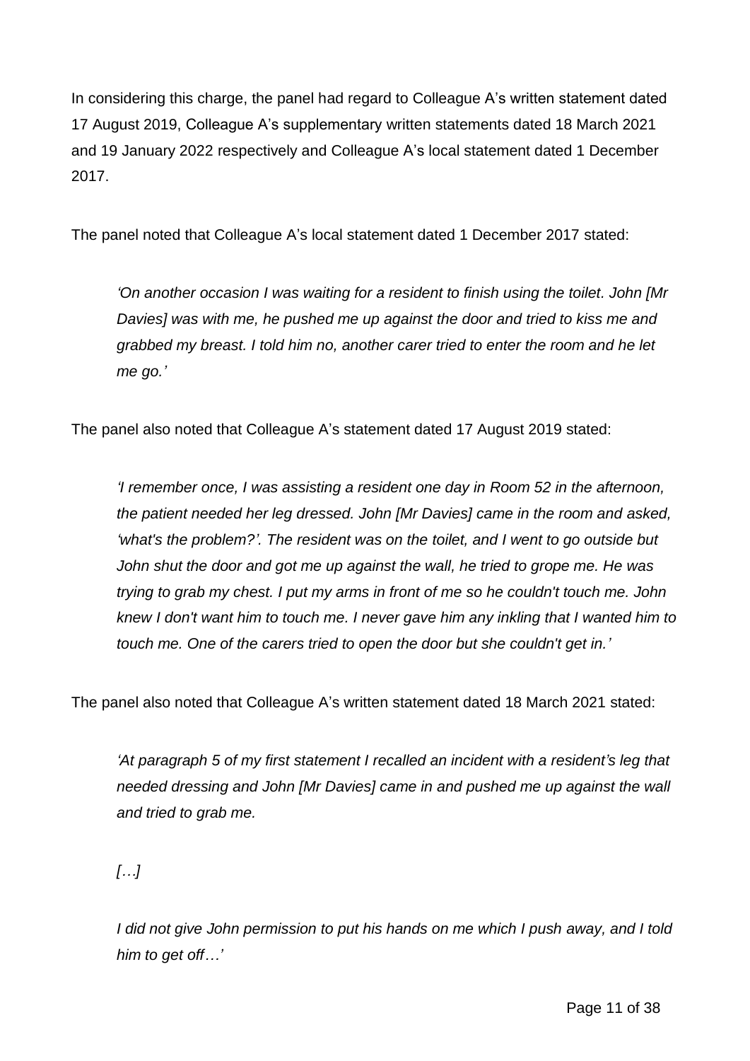In considering this charge, the panel had regard to Colleague A's written statement dated 17 August 2019, Colleague A's supplementary written statements dated 18 March 2021 and 19 January 2022 respectively and Colleague A's local statement dated 1 December 2017.

The panel noted that Colleague A's local statement dated 1 December 2017 stated:

> *'On another occasion I was waiting for a resident to finish using the toilet. John [Mr Davies] was with me, he pushed me up against the door and tried to kiss me and grabbed my breast. I told him no, another carer tried to enter the room and he let me go.'*

The panel also noted that Colleague A's statement dated 17 August 2019 stated:

> *'I remember once, I was assisting a resident one day in Room 52 in the afternoon, the patient needed her leg dressed. John [Mr Davies] came in the room and asked, 'what's the problem?'. The resident was on the toilet, and I went to go outside but John shut the door and got me up against the wall, he tried to grope me. He was trying to grab my chest. I put my arms in front of me so he couldn't touch me. John knew I don't want him to touch me. I never gave him any inkling that I wanted him to touch me. One of the carers tried to open the door but she couldn't get in.'*

The panel also noted that Colleague A's written statement dated 18 March 2021 stated:

> *'At paragraph 5 of my first statement I recalled an incident with a resident's leg that needed dressing and John [Mr Davies] came in and pushed me up against the wall and tried to grab me.*
>
> *[…]*
>
> *I did not give John permission to put his hands on me which I push away, and I told him to get off…'*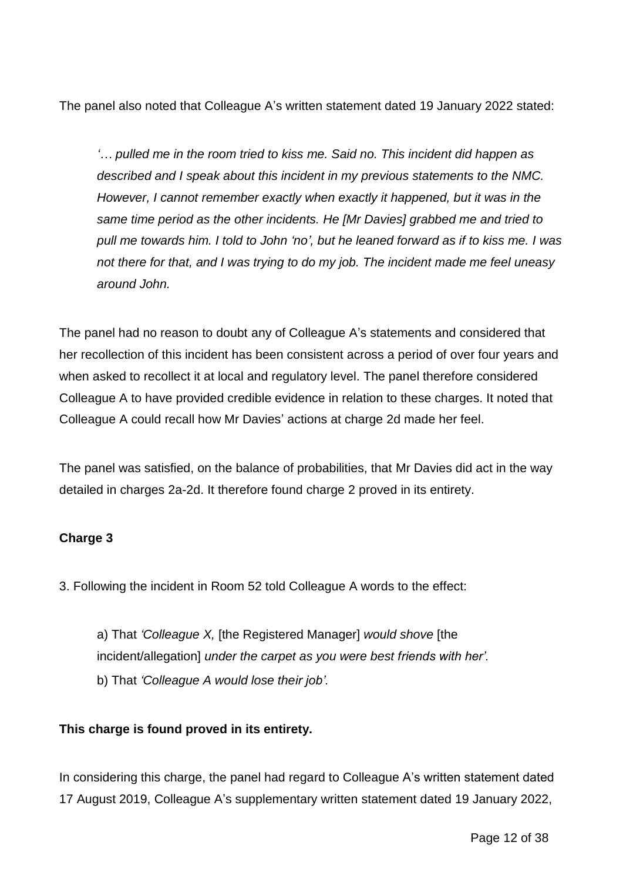The panel also noted that Colleague A's written statement dated 19 January 2022 stated:

> *'… pulled me in the room tried to kiss me. Said no. This incident did happen as described and I speak about this incident in my previous statements to the NMC. However, I cannot remember exactly when exactly it happened, but it was in the same time period as the other incidents. He [Mr Davies] grabbed me and tried to pull me towards him. I told to John 'no', but he leaned forward as if to kiss me. I was not there for that, and I was trying to do my job. The incident made me feel uneasy around John.*

The panel had no reason to doubt any of Colleague A's statements and considered that her recollection of this incident has been consistent across a period of over four years and when asked to recollect it at local and regulatory level. The panel therefore considered Colleague A to have provided credible evidence in relation to these charges. It noted that Colleague A could recall how Mr Davies' actions at charge 2d made her feel.

The panel was satisfied, on the balance of probabilities, that Mr Davies did act in the way detailed in charges 2a-2d. It therefore found charge 2 proved in its entirety.

**Charge 3**

3. Following the incident in Room 52 told Colleague A words to the effect:

> a) That *'Colleague X,* [the Registered Manager] *would shove* [the incident/allegation] *under the carpet as you were best friends with her'.*
> b) That *'Colleague A would lose their job'.*

**This charge is found proved in its entirety.**

In considering this charge, the panel had regard to Colleague A's written statement dated 17 August 2019, Colleague A's supplementary written statement dated 19 January 2022,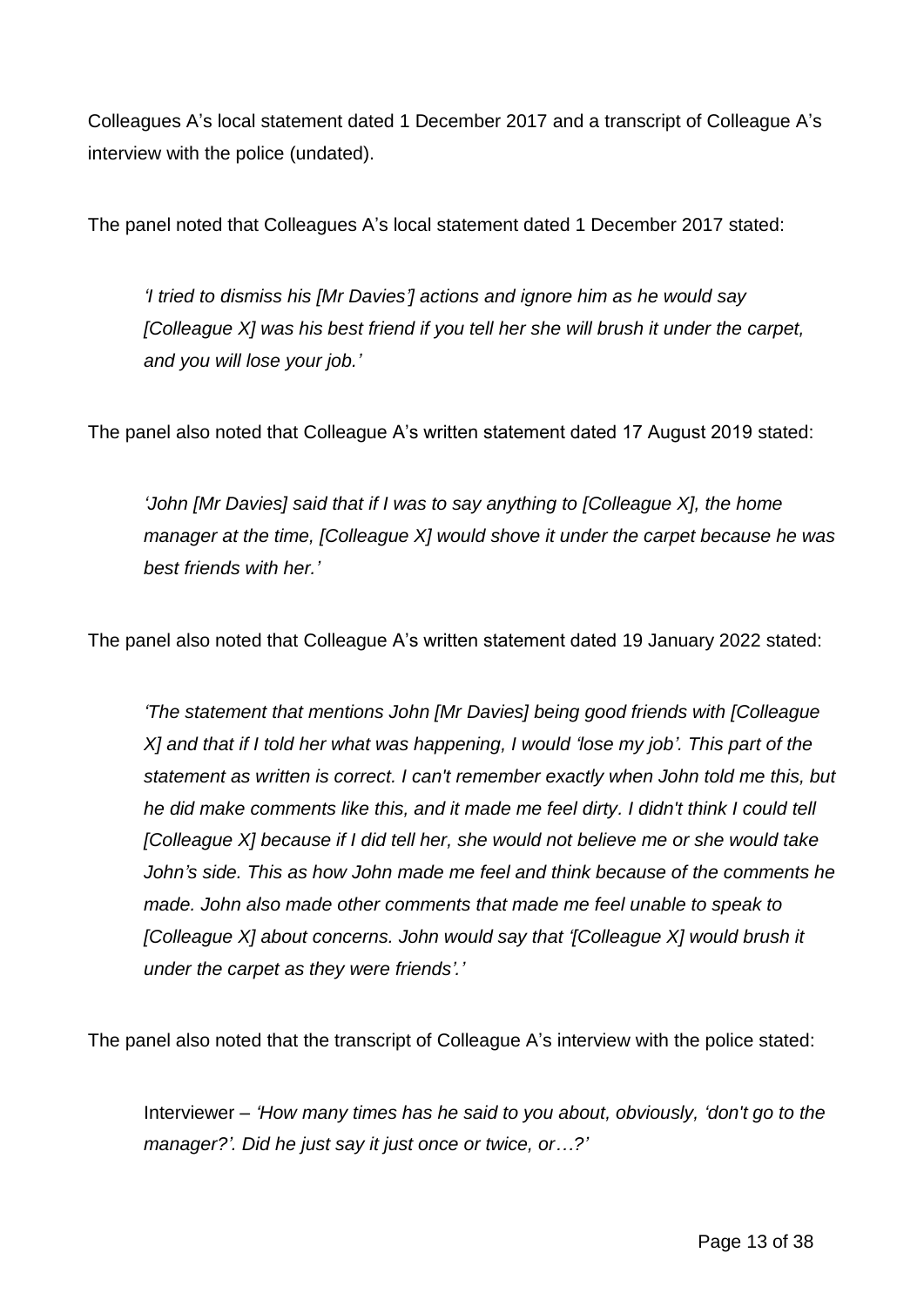Colleagues A's local statement dated 1 December 2017 and a transcript of Colleague A's interview with the police (undated).

The panel noted that Colleagues A's local statement dated 1 December 2017 stated:

> *'I tried to dismiss his [Mr Davies'] actions and ignore him as he would say [Colleague X] was his best friend if you tell her she will brush it under the carpet, and you will lose your job.'*

The panel also noted that Colleague A's written statement dated 17 August 2019 stated:

> *'John [Mr Davies] said that if I was to say anything to [Colleague X], the home manager at the time, [Colleague X] would shove it under the carpet because he was best friends with her.'*

The panel also noted that Colleague A's written statement dated 19 January 2022 stated:

> *'The statement that mentions John [Mr Davies] being good friends with [Colleague X] and that if I told her what was happening, I would 'lose my job'. This part of the statement as written is correct. I can't remember exactly when John told me this, but he did make comments like this, and it made me feel dirty. I didn't think I could tell [Colleague X] because if I did tell her, she would not believe me or she would take John's side. This as how John made me feel and think because of the comments he made. John also made other comments that made me feel unable to speak to [Colleague X] about concerns. John would say that '[Colleague X] would brush it under the carpet as they were friends'.'*

The panel also noted that the transcript of Colleague A's interview with the police stated:

> Interviewer – *'How many times has he said to you about, obviously, 'don't go to the manager?'. Did he just say it just once or twice, or…?'*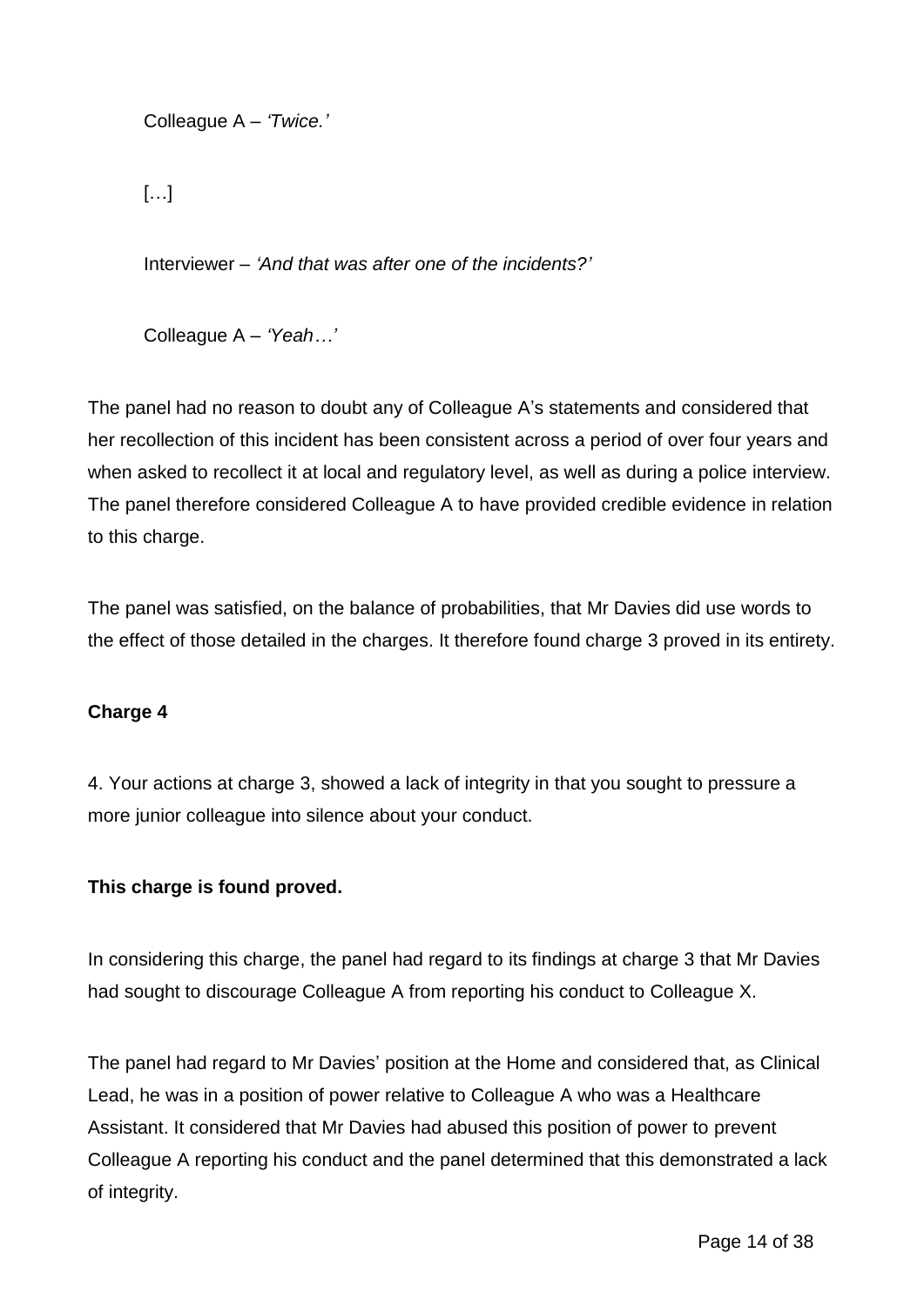Colleague A – *'Twice.'*

[…]

Interviewer – *'And that was after one of the incidents?'*

Colleague A – *'Yeah…'*

The panel had no reason to doubt any of Colleague A's statements and considered that her recollection of this incident has been consistent across a period of over four years and when asked to recollect it at local and regulatory level, as well as during a police interview. The panel therefore considered Colleague A to have provided credible evidence in relation to this charge.

The panel was satisfied, on the balance of probabilities, that Mr Davies did use words to the effect of those detailed in the charges. It therefore found charge 3 proved in its entirety.

**Charge 4**

4. Your actions at charge 3, showed a lack of integrity in that you sought to pressure a more junior colleague into silence about your conduct.

**This charge is found proved.**

In considering this charge, the panel had regard to its findings at charge 3 that Mr Davies had sought to discourage Colleague A from reporting his conduct to Colleague X.

The panel had regard to Mr Davies' position at the Home and considered that, as Clinical Lead, he was in a position of power relative to Colleague A who was a Healthcare Assistant. It considered that Mr Davies had abused this position of power to prevent Colleague A reporting his conduct and the panel determined that this demonstrated a lack of integrity.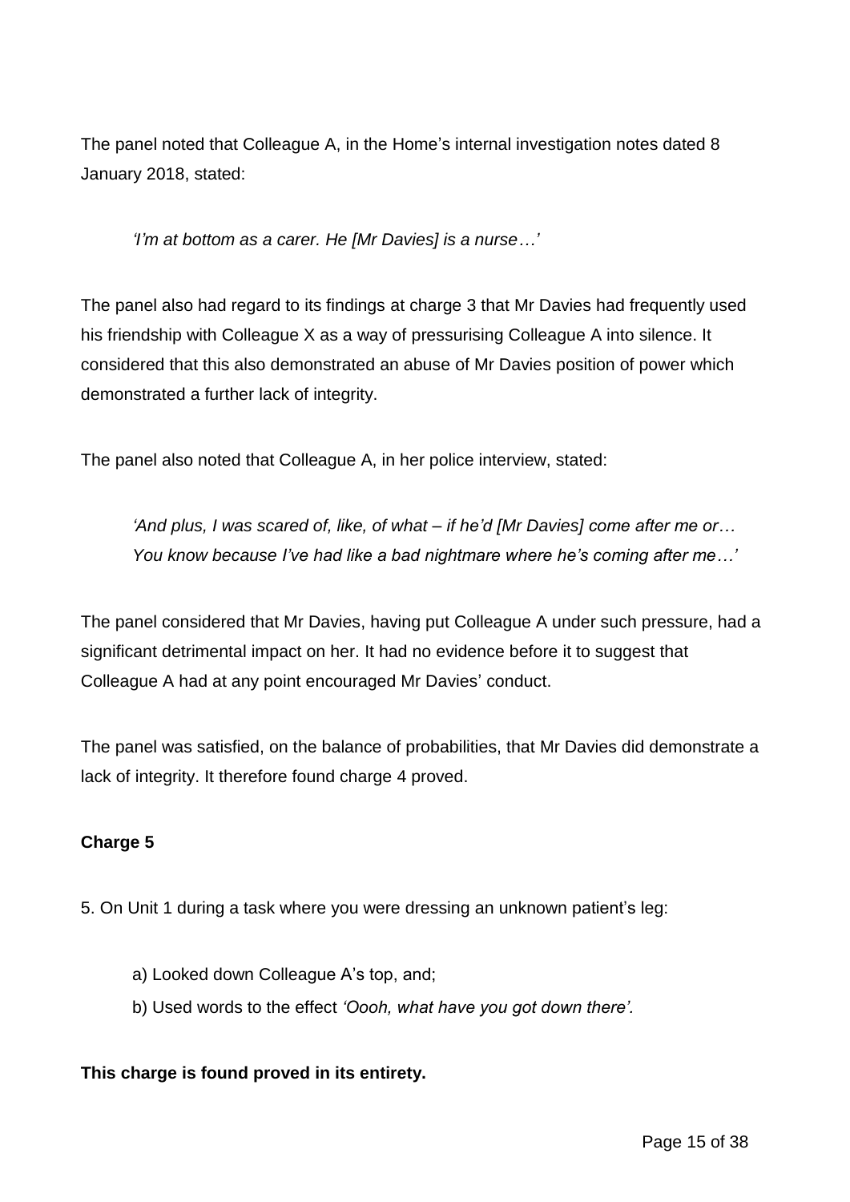The panel noted that Colleague A, in the Home's internal investigation notes dated 8 January 2018, stated:

> *'I'm at bottom as a carer. He [Mr Davies] is a nurse…'*

The panel also had regard to its findings at charge 3 that Mr Davies had frequently used his friendship with Colleague X as a way of pressurising Colleague A into silence. It considered that this also demonstrated an abuse of Mr Davies position of power which demonstrated a further lack of integrity.

The panel also noted that Colleague A, in her police interview, stated:

> *'And plus, I was scared of, like, of what – if he'd [Mr Davies] come after me or… You know because I've had like a bad nightmare where he's coming after me…'*

The panel considered that Mr Davies, having put Colleague A under such pressure, had a significant detrimental impact on her. It had no evidence before it to suggest that Colleague A had at any point encouraged Mr Davies' conduct.

The panel was satisfied, on the balance of probabilities, that Mr Davies did demonstrate a lack of integrity. It therefore found charge 4 proved.

**Charge 5**

5. On Unit 1 during a task where you were dressing an unknown patient's leg:

   a) Looked down Colleague A's top, and;

   b) Used words to the effect *'Oooh, what have you got down there'.*

**This charge is found proved in its entirety.**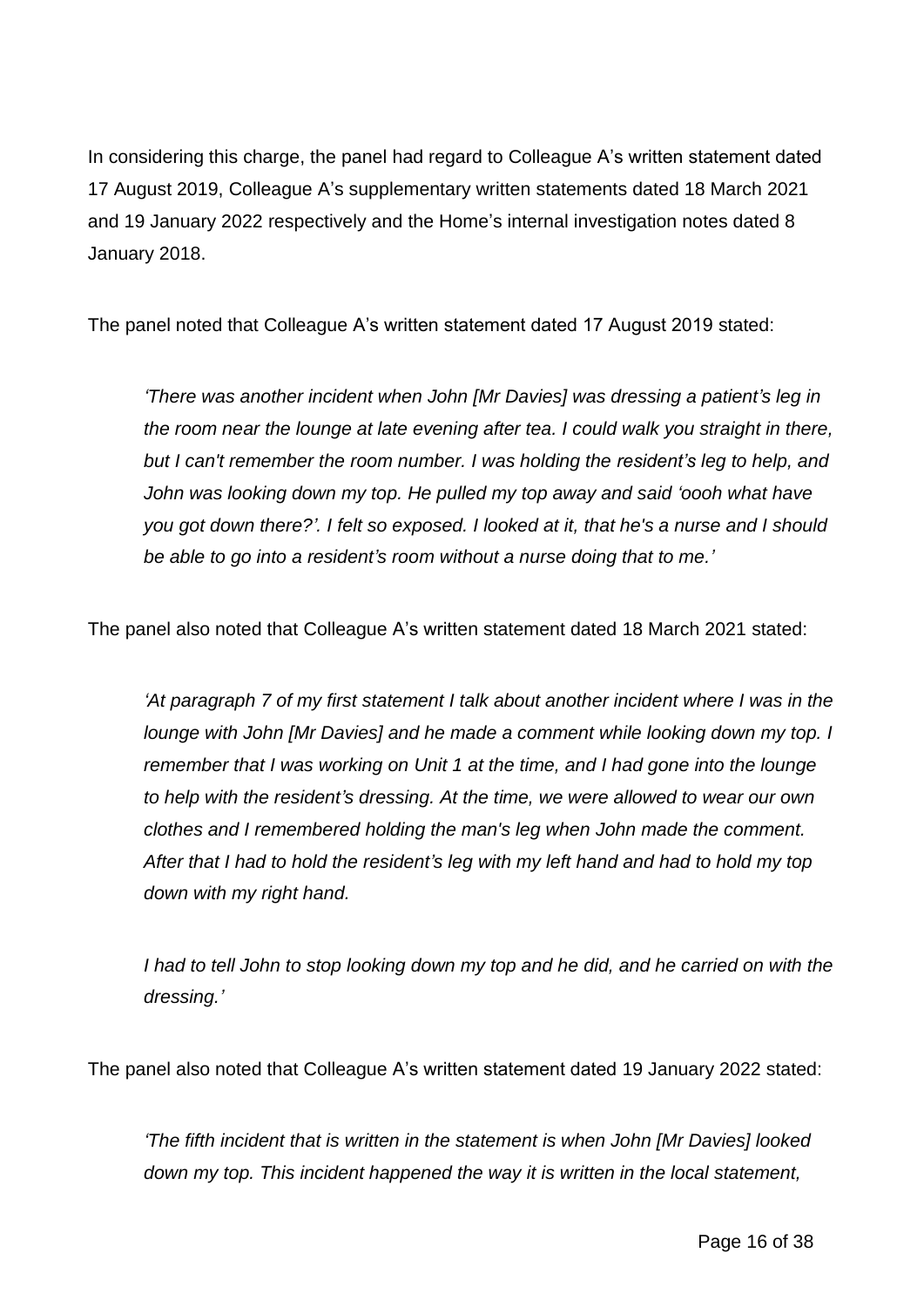In considering this charge, the panel had regard to Colleague A's written statement dated 17 August 2019, Colleague A's supplementary written statements dated 18 March 2021 and 19 January 2022 respectively and the Home's internal investigation notes dated 8 January 2018.

The panel noted that Colleague A's written statement dated 17 August 2019 stated:

> *'There was another incident when John [Mr Davies] was dressing a patient's leg in the room near the lounge at late evening after tea. I could walk you straight in there, but I can't remember the room number. I was holding the resident's leg to help, and John was looking down my top. He pulled my top away and said 'oooh what have you got down there?'. I felt so exposed. I looked at it, that he's a nurse and I should be able to go into a resident's room without a nurse doing that to me.'*

The panel also noted that Colleague A's written statement dated 18 March 2021 stated:

> *'At paragraph 7 of my first statement I talk about another incident where I was in the lounge with John [Mr Davies] and he made a comment while looking down my top. I remember that I was working on Unit 1 at the time, and I had gone into the lounge to help with the resident's dressing. At the time, we were allowed to wear our own clothes and I remembered holding the man's leg when John made the comment. After that I had to hold the resident's leg with my left hand and had to hold my top down with my right hand.*
>
> *I had to tell John to stop looking down my top and he did, and he carried on with the dressing.'*

The panel also noted that Colleague A's written statement dated 19 January 2022 stated:

> *'The fifth incident that is written in the statement is when John [Mr Davies] looked down my top. This incident happened the way it is written in the local statement,*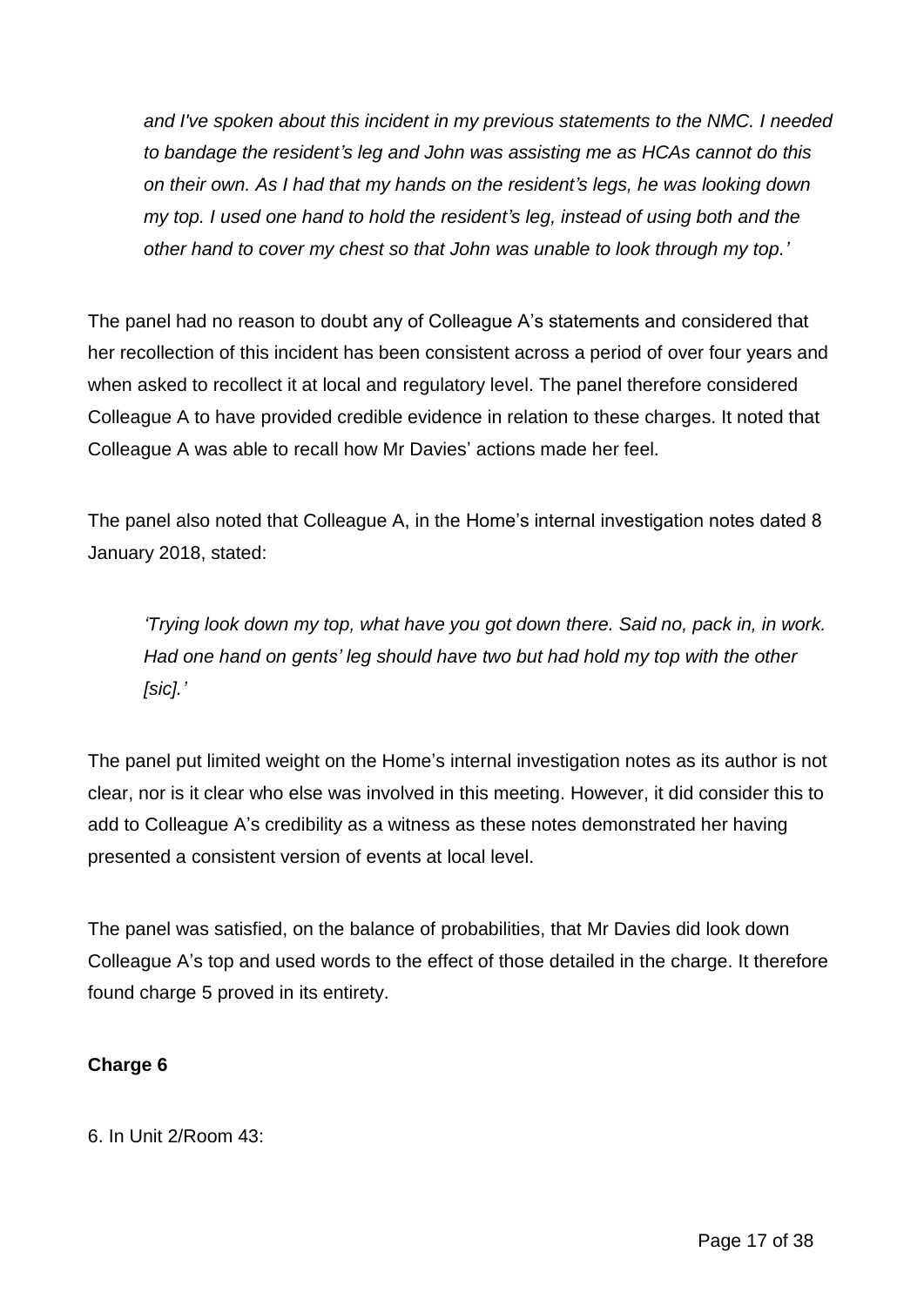*and I've spoken about this incident in my previous statements to the NMC. I needed to bandage the resident's leg and John was assisting me as HCAs cannot do this on their own. As I had that my hands on the resident's legs, he was looking down my top. I used one hand to hold the resident's leg, instead of using both and the other hand to cover my chest so that John was unable to look through my top.'*

The panel had no reason to doubt any of Colleague A's statements and considered that her recollection of this incident has been consistent across a period of over four years and when asked to recollect it at local and regulatory level. The panel therefore considered Colleague A to have provided credible evidence in relation to these charges. It noted that Colleague A was able to recall how Mr Davies' actions made her feel.

The panel also noted that Colleague A, in the Home's internal investigation notes dated 8 January 2018, stated:

*'Trying look down my top, what have you got down there. Said no, pack in, in work. Had one hand on gents' leg should have two but had hold my top with the other [sic].'*

The panel put limited weight on the Home's internal investigation notes as its author is not clear, nor is it clear who else was involved in this meeting. However, it did consider this to add to Colleague A's credibility as a witness as these notes demonstrated her having presented a consistent version of events at local level.

The panel was satisfied, on the balance of probabilities, that Mr Davies did look down Colleague A's top and used words to the effect of those detailed in the charge. It therefore found charge 5 proved in its entirety.

**Charge 6**

6. In Unit 2/Room 43: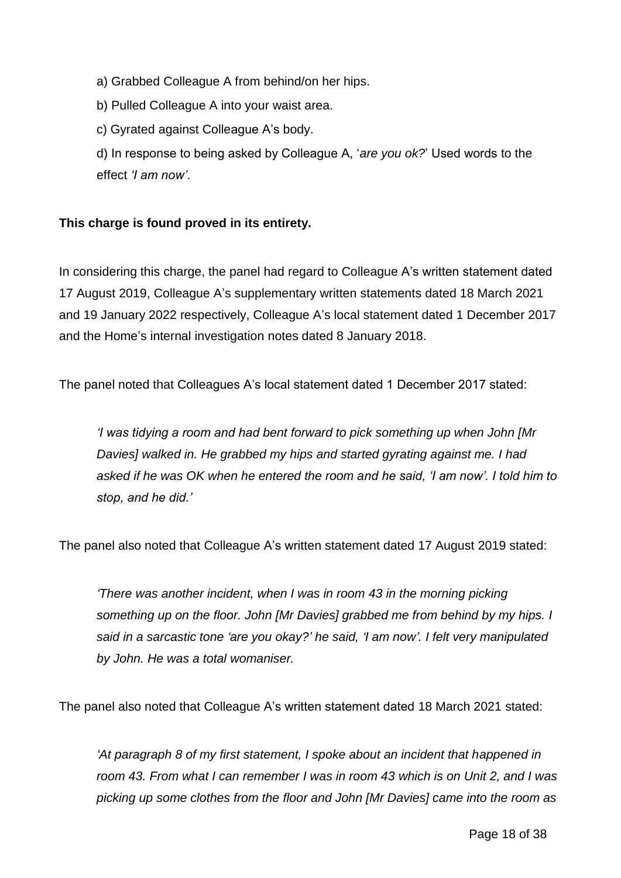a) Grabbed Colleague A from behind/on her hips.

b) Pulled Colleague A into your waist area.

c) Gyrated against Colleague A's body.

d) In response to being asked by Colleague A, '*are you ok?*' Used words to the effect *'I am now'*.

**This charge is found proved in its entirety.**

In considering this charge, the panel had regard to Colleague A's written statement dated 17 August 2019, Colleague A's supplementary written statements dated 18 March 2021 and 19 January 2022 respectively, Colleague A's local statement dated 1 December 2017 and the Home's internal investigation notes dated 8 January 2018.

The panel noted that Colleagues A's local statement dated 1 December 2017 stated:

> *'I was tidying a room and had bent forward to pick something up when John [Mr Davies] walked in. He grabbed my hips and started gyrating against me. I had asked if he was OK when he entered the room and he said, 'I am now'. I told him to stop, and he did.'*

The panel also noted that Colleague A's written statement dated 17 August 2019 stated:

> *'There was another incident, when I was in room 43 in the morning picking something up on the floor. John [Mr Davies] grabbed me from behind by my hips. I said in a sarcastic tone 'are you okay?' he said, 'I am now'. I felt very manipulated by John. He was a total womaniser.*

The panel also noted that Colleague A's written statement dated 18 March 2021 stated:

> *'At paragraph 8 of my first statement, I spoke about an incident that happened in room 43. From what I can remember I was in room 43 which is on Unit 2, and I was picking up some clothes from the floor and John [Mr Davies] came into the room as*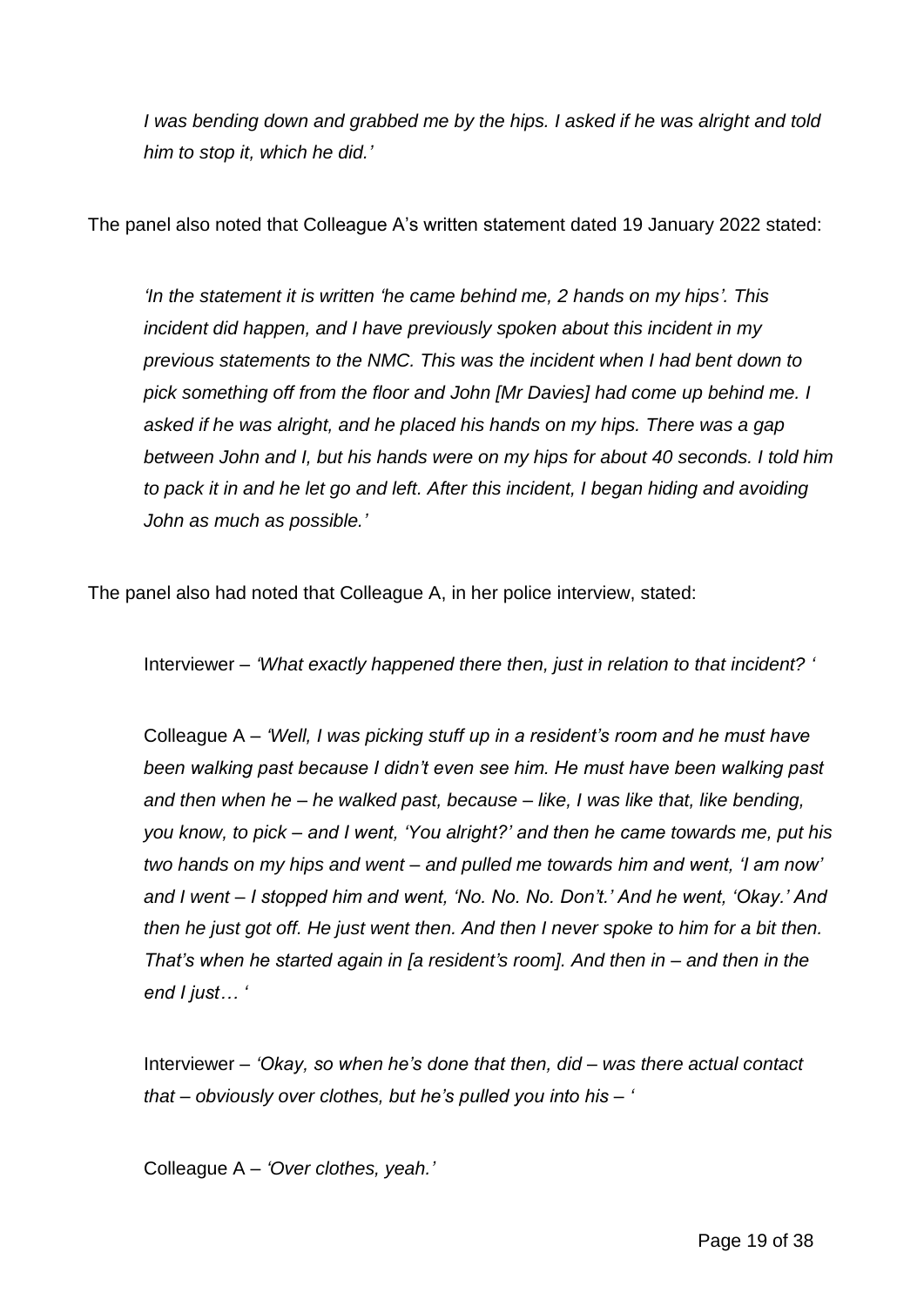*I was bending down and grabbed me by the hips. I asked if he was alright and told him to stop it, which he did.'*

The panel also noted that Colleague A's written statement dated 19 January 2022 stated:

*'In the statement it is written 'he came behind me, 2 hands on my hips'. This incident did happen, and I have previously spoken about this incident in my previous statements to the NMC. This was the incident when I had bent down to pick something off from the floor and John [Mr Davies] had come up behind me. I asked if he was alright, and he placed his hands on my hips. There was a gap between John and I, but his hands were on my hips for about 40 seconds. I told him to pack it in and he let go and left. After this incident, I began hiding and avoiding John as much as possible.'*

The panel also had noted that Colleague A, in her police interview, stated:

Interviewer – *'What exactly happened there then, just in relation to that incident? '*

Colleague A – *'Well, I was picking stuff up in a resident's room and he must have been walking past because I didn't even see him. He must have been walking past and then when he – he walked past, because – like, I was like that, like bending, you know, to pick – and I went, 'You alright?' and then he came towards me, put his two hands on my hips and went – and pulled me towards him and went, 'I am now' and I went – I stopped him and went, 'No. No. No. Don't.' And he went, 'Okay.' And then he just got off. He just went then. And then I never spoke to him for a bit then. That's when he started again in [a resident's room]. And then in – and then in the end I just… '*

Interviewer – *'Okay, so when he's done that then, did – was there actual contact that – obviously over clothes, but he's pulled you into his – '*

Colleague A – *'Over clothes, yeah.'*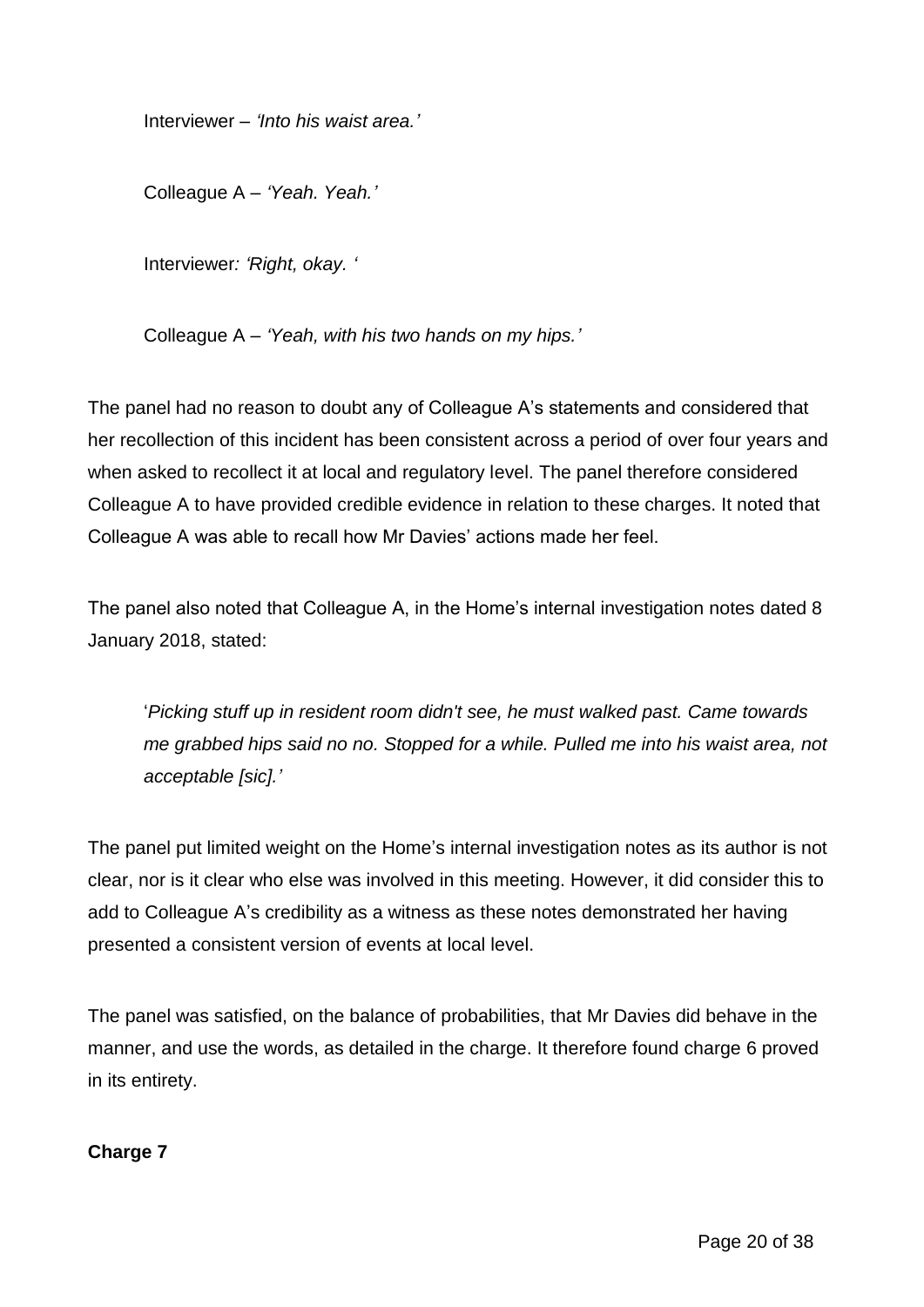Interviewer – *'Into his waist area.'*

Colleague A – *'Yeah. Yeah.'*

Interviewer*: 'Right, okay. '*

Colleague A – *'Yeah, with his two hands on my hips.'*

The panel had no reason to doubt any of Colleague A's statements and considered that her recollection of this incident has been consistent across a period of over four years and when asked to recollect it at local and regulatory level. The panel therefore considered Colleague A to have provided credible evidence in relation to these charges. It noted that Colleague A was able to recall how Mr Davies' actions made her feel.

The panel also noted that Colleague A, in the Home's internal investigation notes dated 8 January 2018, stated:

> '*Picking stuff up in resident room didn't see, he must walked past. Came towards me grabbed hips said no no. Stopped for a while. Pulled me into his waist area, not acceptable [sic].'*

The panel put limited weight on the Home's internal investigation notes as its author is not clear, nor is it clear who else was involved in this meeting. However, it did consider this to add to Colleague A's credibility as a witness as these notes demonstrated her having presented a consistent version of events at local level.

The panel was satisfied, on the balance of probabilities, that Mr Davies did behave in the manner, and use the words, as detailed in the charge. It therefore found charge 6 proved in its entirety.

**Charge 7**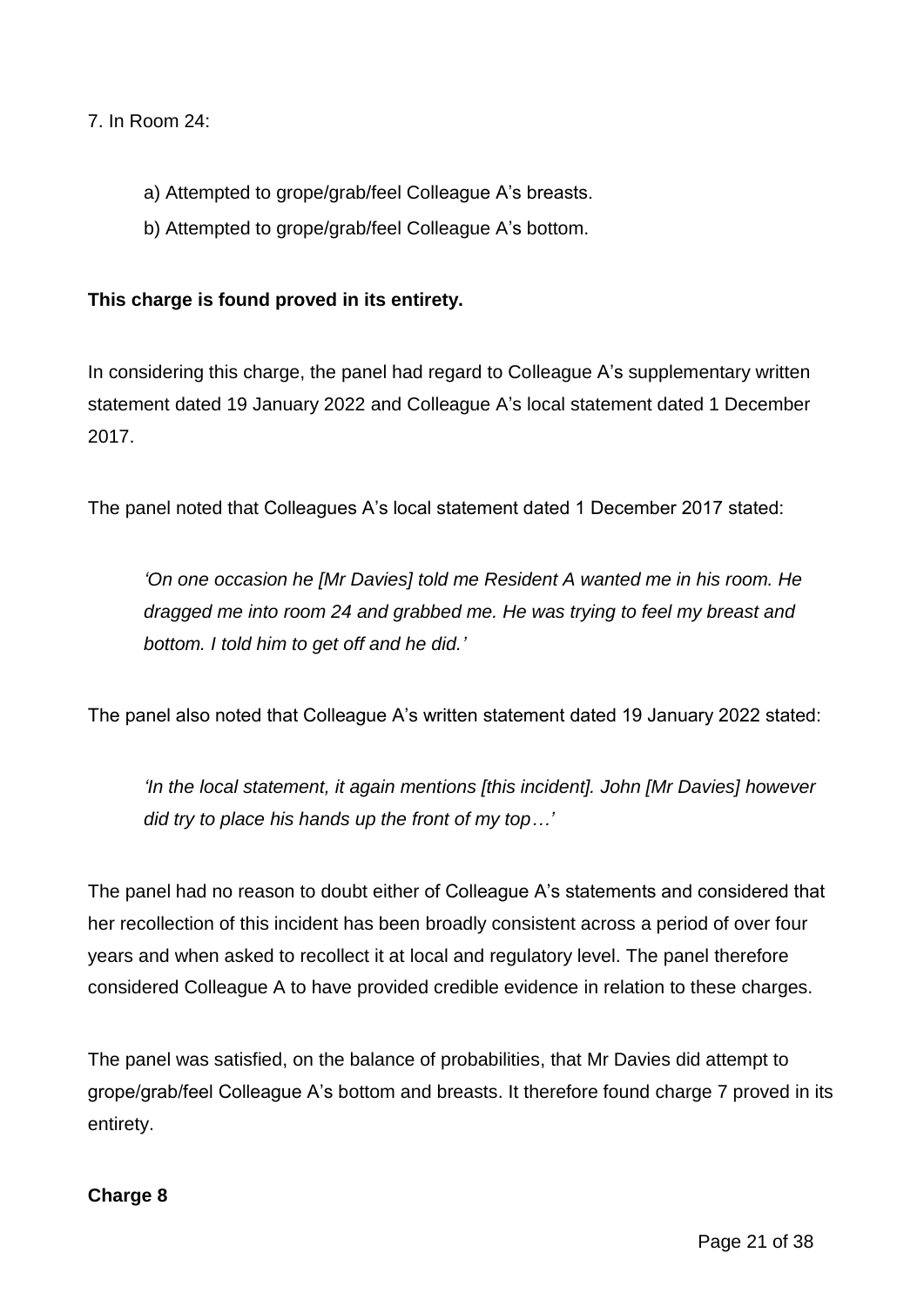7. In Room 24:

   a) Attempted to grope/grab/feel Colleague A's breasts.

   b) Attempted to grope/grab/feel Colleague A's bottom.

**This charge is found proved in its entirety.**

In considering this charge, the panel had regard to Colleague A's supplementary written statement dated 19 January 2022 and Colleague A's local statement dated 1 December 2017.

The panel noted that Colleagues A's local statement dated 1 December 2017 stated:

> *'On one occasion he [Mr Davies] told me Resident A wanted me in his room. He dragged me into room 24 and grabbed me. He was trying to feel my breast and bottom. I told him to get off and he did.'*

The panel also noted that Colleague A's written statement dated 19 January 2022 stated:

> *'In the local statement, it again mentions [this incident]. John [Mr Davies] however did try to place his hands up the front of my top…'*

The panel had no reason to doubt either of Colleague A's statements and considered that her recollection of this incident has been broadly consistent across a period of over four years and when asked to recollect it at local and regulatory level. The panel therefore considered Colleague A to have provided credible evidence in relation to these charges.

The panel was satisfied, on the balance of probabilities, that Mr Davies did attempt to grope/grab/feel Colleague A's bottom and breasts. It therefore found charge 7 proved in its entirety.

**Charge 8**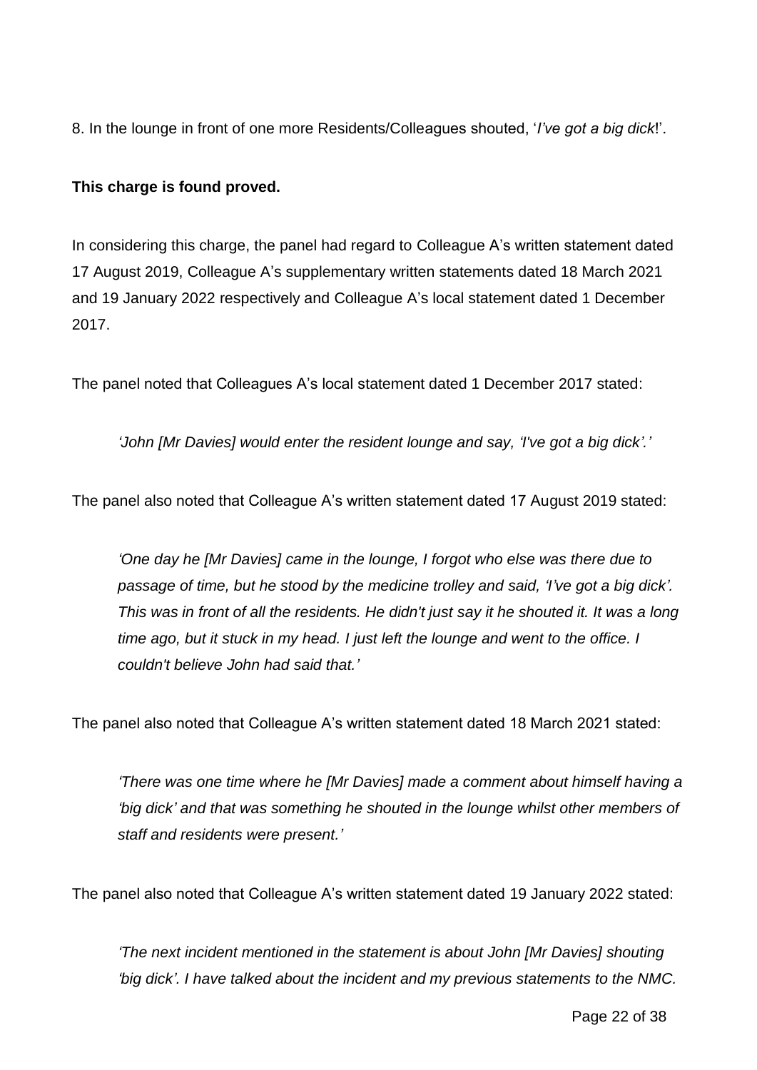8. In the lounge in front of one more Residents/Colleagues shouted, '*I've got a big dick*!'.

**This charge is found proved.**

In considering this charge, the panel had regard to Colleague A's written statement dated 17 August 2019, Colleague A's supplementary written statements dated 18 March 2021 and 19 January 2022 respectively and Colleague A's local statement dated 1 December 2017.

The panel noted that Colleagues A's local statement dated 1 December 2017 stated:

> *'John [Mr Davies] would enter the resident lounge and say, 'I've got a big dick'.'*

The panel also noted that Colleague A's written statement dated 17 August 2019 stated:

> *'One day he [Mr Davies] came in the lounge, I forgot who else was there due to passage of time, but he stood by the medicine trolley and said, 'I've got a big dick'. This was in front of all the residents. He didn't just say it he shouted it. It was a long time ago, but it stuck in my head. I just left the lounge and went to the office. I couldn't believe John had said that.'*

The panel also noted that Colleague A's written statement dated 18 March 2021 stated:

> *'There was one time where he [Mr Davies] made a comment about himself having a 'big dick' and that was something he shouted in the lounge whilst other members of staff and residents were present.'*

The panel also noted that Colleague A's written statement dated 19 January 2022 stated:

> *'The next incident mentioned in the statement is about John [Mr Davies] shouting 'big dick'. I have talked about the incident and my previous statements to the NMC.*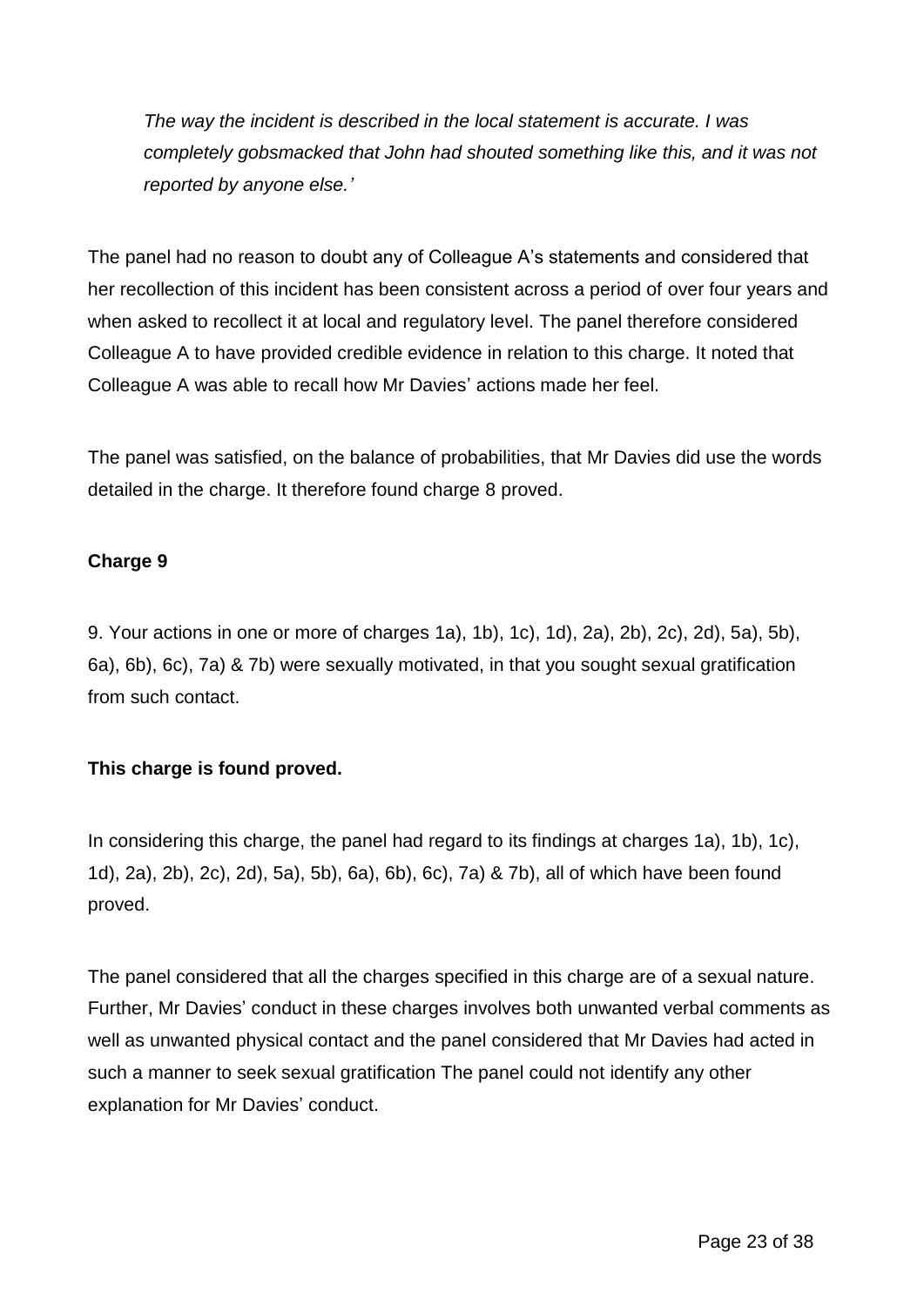*The way the incident is described in the local statement is accurate. I was completely gobsmacked that John had shouted something like this, and it was not reported by anyone else.'*

The panel had no reason to doubt any of Colleague A's statements and considered that her recollection of this incident has been consistent across a period of over four years and when asked to recollect it at local and regulatory level. The panel therefore considered Colleague A to have provided credible evidence in relation to this charge. It noted that Colleague A was able to recall how Mr Davies' actions made her feel.

The panel was satisfied, on the balance of probabilities, that Mr Davies did use the words detailed in the charge. It therefore found charge 8 proved.

**Charge 9**

9. Your actions in one or more of charges 1a), 1b), 1c), 1d), 2a), 2b), 2c), 2d), 5a), 5b), 6a), 6b), 6c), 7a) & 7b) were sexually motivated, in that you sought sexual gratification from such contact.

**This charge is found proved.**

In considering this charge, the panel had regard to its findings at charges 1a), 1b), 1c), 1d), 2a), 2b), 2c), 2d), 5a), 5b), 6a), 6b), 6c), 7a) & 7b), all of which have been found proved.

The panel considered that all the charges specified in this charge are of a sexual nature. Further, Mr Davies' conduct in these charges involves both unwanted verbal comments as well as unwanted physical contact and the panel considered that Mr Davies had acted in such a manner to seek sexual gratification The panel could not identify any other explanation for Mr Davies' conduct.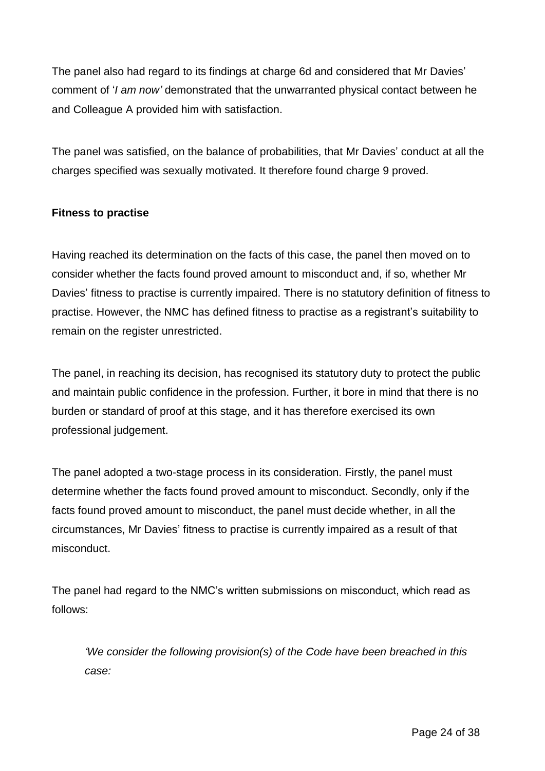The panel also had regard to its findings at charge 6d and considered that Mr Davies' comment of '*I am now'* demonstrated that the unwarranted physical contact between he and Colleague A provided him with satisfaction.

The panel was satisfied, on the balance of probabilities, that Mr Davies' conduct at all the charges specified was sexually motivated. It therefore found charge 9 proved.

**Fitness to practise**

Having reached its determination on the facts of this case, the panel then moved on to consider whether the facts found proved amount to misconduct and, if so, whether Mr Davies' fitness to practise is currently impaired. There is no statutory definition of fitness to practise. However, the NMC has defined fitness to practise as a registrant's suitability to remain on the register unrestricted.

The panel, in reaching its decision, has recognised its statutory duty to protect the public and maintain public confidence in the profession. Further, it bore in mind that there is no burden or standard of proof at this stage, and it has therefore exercised its own professional judgement.

The panel adopted a two-stage process in its consideration. Firstly, the panel must determine whether the facts found proved amount to misconduct. Secondly, only if the facts found proved amount to misconduct, the panel must decide whether, in all the circumstances, Mr Davies' fitness to practise is currently impaired as a result of that misconduct.

The panel had regard to the NMC's written submissions on misconduct, which read as follows:

> *'We consider the following provision(s) of the Code have been breached in this case:*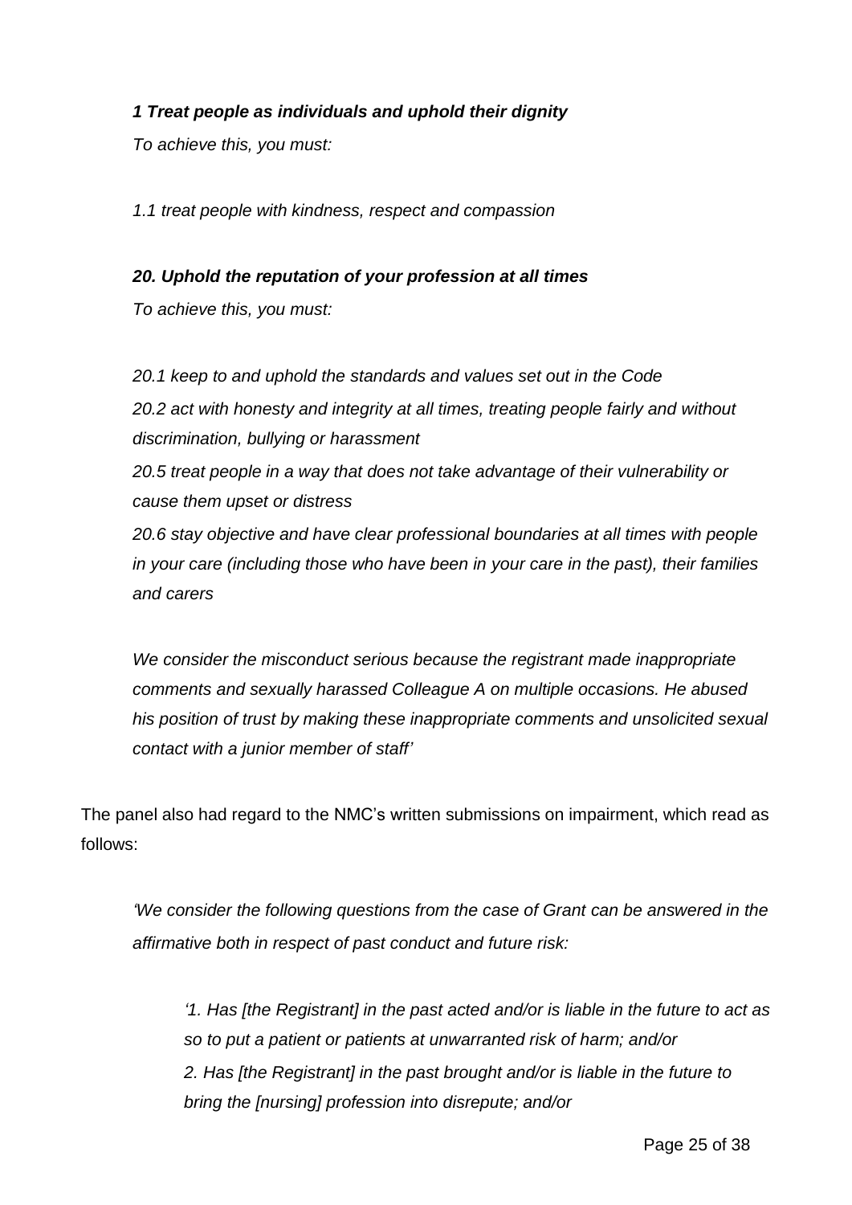> ***1 Treat people as individuals and uphold their dignity***
>
> *To achieve this, you must:*
>
> *1.1 treat people with kindness, respect and compassion*
>
> ***20. Uphold the reputation of your profession at all times***
>
> *To achieve this, you must:*
>
> *20.1 keep to and uphold the standards and values set out in the Code*
>
> *20.2 act with honesty and integrity at all times, treating people fairly and without discrimination, bullying or harassment*
>
> *20.5 treat people in a way that does not take advantage of their vulnerability or cause them upset or distress*
>
> *20.6 stay objective and have clear professional boundaries at all times with people in your care (including those who have been in your care in the past), their families and carers*
>
> *We consider the misconduct serious because the registrant made inappropriate comments and sexually harassed Colleague A on multiple occasions. He abused his position of trust by making these inappropriate comments and unsolicited sexual contact with a junior member of staff'*

The panel also had regard to the NMC's written submissions on impairment, which read as follows:

> *'We consider the following questions from the case of Grant can be answered in the affirmative both in respect of past conduct and future risk:*
>
> > *'1. Has [the Registrant] in the past acted and/or is liable in the future to act as so to put a patient or patients at unwarranted risk of harm; and/or*
> >
> > *2. Has [the Registrant] in the past brought and/or is liable in the future to bring the [nursing] profession into disrepute; and/or*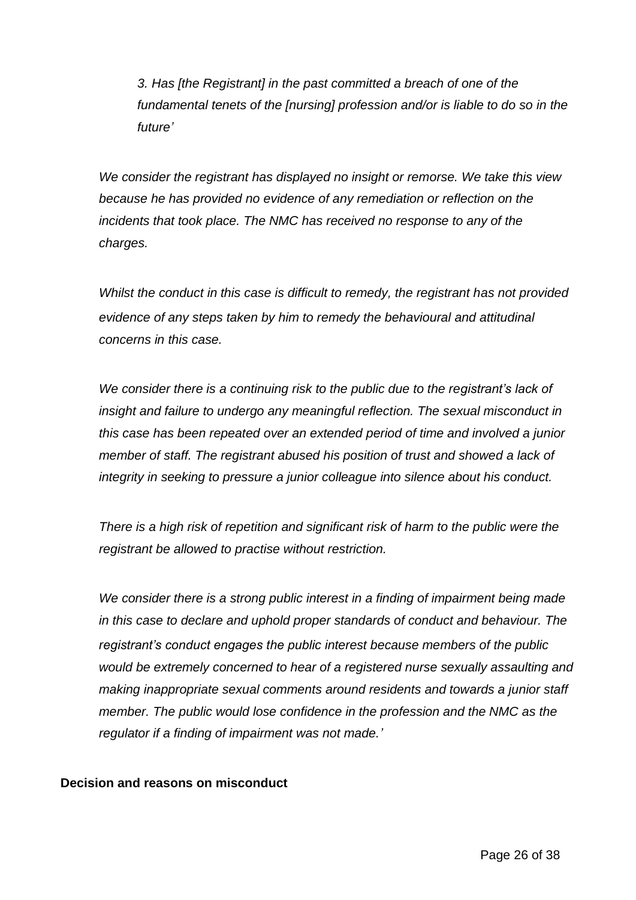*3. Has [the Registrant] in the past committed a breach of one of the fundamental tenets of the [nursing] profession and/or is liable to do so in the future'*

*We consider the registrant has displayed no insight or remorse. We take this view because he has provided no evidence of any remediation or reflection on the incidents that took place. The NMC has received no response to any of the charges.*

*Whilst the conduct in this case is difficult to remedy, the registrant has not provided evidence of any steps taken by him to remedy the behavioural and attitudinal concerns in this case.*

*We consider there is a continuing risk to the public due to the registrant's lack of insight and failure to undergo any meaningful reflection. The sexual misconduct in this case has been repeated over an extended period of time and involved a junior member of staff. The registrant abused his position of trust and showed a lack of integrity in seeking to pressure a junior colleague into silence about his conduct.*

*There is a high risk of repetition and significant risk of harm to the public were the registrant be allowed to practise without restriction.*

*We consider there is a strong public interest in a finding of impairment being made in this case to declare and uphold proper standards of conduct and behaviour. The registrant's conduct engages the public interest because members of the public would be extremely concerned to hear of a registered nurse sexually assaulting and making inappropriate sexual comments around residents and towards a junior staff member. The public would lose confidence in the profession and the NMC as the regulator if a finding of impairment was not made.'*

**Decision and reasons on misconduct**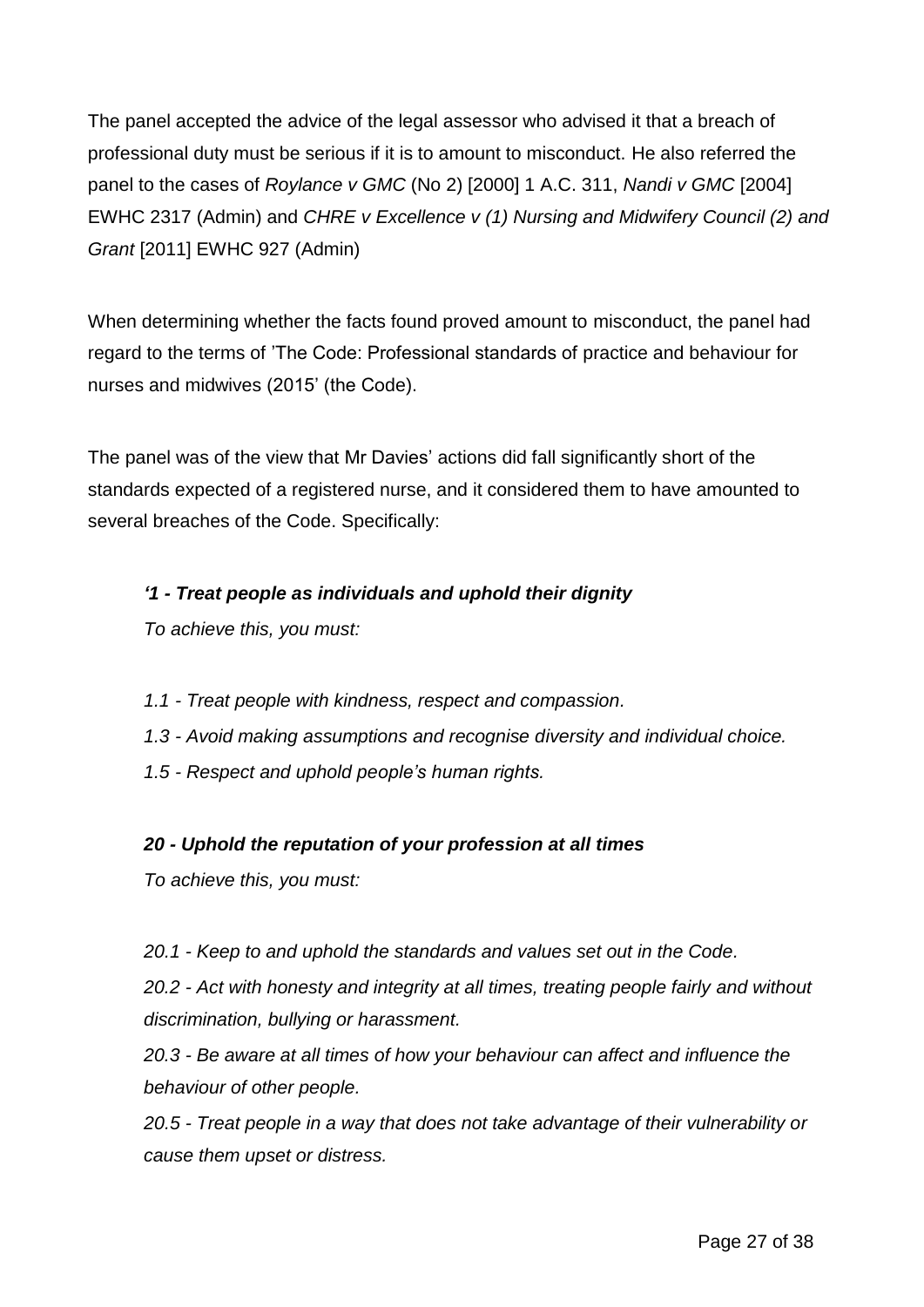The panel accepted the advice of the legal assessor who advised it that a breach of professional duty must be serious if it is to amount to misconduct. He also referred the panel to the cases of *Roylance v GMC* (No 2) [2000] 1 A.C. 311, *Nandi v GMC* [2004] EWHC 2317 (Admin) and *CHRE v Excellence v (1) Nursing and Midwifery Council (2) and Grant* [2011] EWHC 927 (Admin)

When determining whether the facts found proved amount to misconduct, the panel had regard to the terms of 'The Code: Professional standards of practice and behaviour for nurses and midwives (2015' (the Code).

The panel was of the view that Mr Davies' actions did fall significantly short of the standards expected of a registered nurse, and it considered them to have amounted to several breaches of the Code. Specifically:

***'1 - Treat people as individuals and uphold their dignity***

*To achieve this, you must:*

*1.1 - Treat people with kindness, respect and compassion.*

*1.3 - Avoid making assumptions and recognise diversity and individual choice.*

*1.5 - Respect and uphold people's human rights.*

***20 - Uphold the reputation of your profession at all times***

*To achieve this, you must:*

*20.1 - Keep to and uphold the standards and values set out in the Code.*

*20.2 - Act with honesty and integrity at all times, treating people fairly and without discrimination, bullying or harassment.*

*20.3 - Be aware at all times of how your behaviour can affect and influence the behaviour of other people.*

*20.5 - Treat people in a way that does not take advantage of their vulnerability or cause them upset or distress.*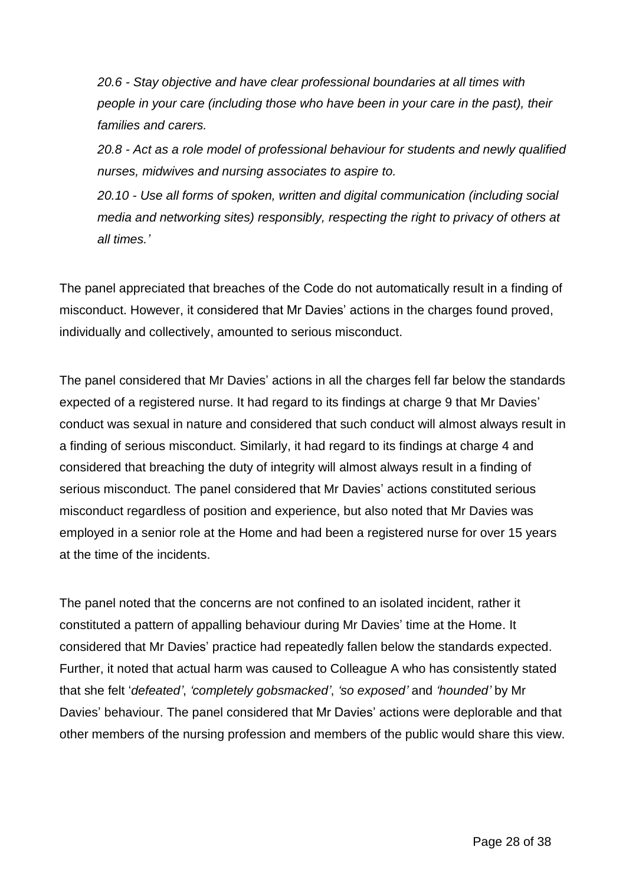*20.6 - Stay objective and have clear professional boundaries at all times with people in your care (including those who have been in your care in the past), their families and carers.*

*20.8 - Act as a role model of professional behaviour for students and newly qualified nurses, midwives and nursing associates to aspire to.*

*20.10 - Use all forms of spoken, written and digital communication (including social media and networking sites) responsibly, respecting the right to privacy of others at all times.'*

The panel appreciated that breaches of the Code do not automatically result in a finding of misconduct. However, it considered that Mr Davies' actions in the charges found proved, individually and collectively, amounted to serious misconduct.

The panel considered that Mr Davies' actions in all the charges fell far below the standards expected of a registered nurse. It had regard to its findings at charge 9 that Mr Davies' conduct was sexual in nature and considered that such conduct will almost always result in a finding of serious misconduct. Similarly, it had regard to its findings at charge 4 and considered that breaching the duty of integrity will almost always result in a finding of serious misconduct. The panel considered that Mr Davies' actions constituted serious misconduct regardless of position and experience, but also noted that Mr Davies was employed in a senior role at the Home and had been a registered nurse for over 15 years at the time of the incidents.

The panel noted that the concerns are not confined to an isolated incident, rather it constituted a pattern of appalling behaviour during Mr Davies' time at the Home. It considered that Mr Davies' practice had repeatedly fallen below the standards expected. Further, it noted that actual harm was caused to Colleague A who has consistently stated that she felt '*defeated'*, *'completely gobsmacked'*, *'so exposed'* and *'hounded'* by Mr Davies' behaviour. The panel considered that Mr Davies' actions were deplorable and that other members of the nursing profession and members of the public would share this view.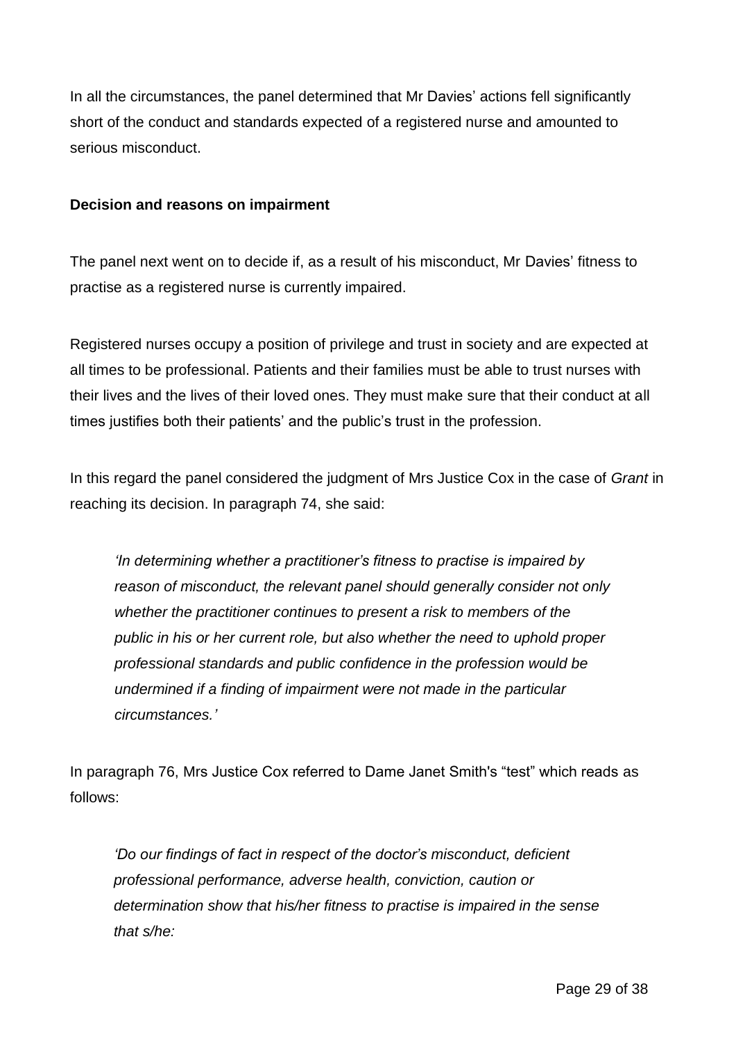In all the circumstances, the panel determined that Mr Davies' actions fell significantly short of the conduct and standards expected of a registered nurse and amounted to serious misconduct.

**Decision and reasons on impairment**

The panel next went on to decide if, as a result of his misconduct, Mr Davies' fitness to practise as a registered nurse is currently impaired.

Registered nurses occupy a position of privilege and trust in society and are expected at all times to be professional. Patients and their families must be able to trust nurses with their lives and the lives of their loved ones. They must make sure that their conduct at all times justifies both their patients' and the public's trust in the profession.

In this regard the panel considered the judgment of Mrs Justice Cox in the case of *Grant* in reaching its decision. In paragraph 74, she said:

> *'In determining whether a practitioner's fitness to practise is impaired by reason of misconduct, the relevant panel should generally consider not only whether the practitioner continues to present a risk to members of the public in his or her current role, but also whether the need to uphold proper professional standards and public confidence in the profession would be undermined if a finding of impairment were not made in the particular circumstances.'*

In paragraph 76, Mrs Justice Cox referred to Dame Janet Smith's "test" which reads as follows:

> *'Do our findings of fact in respect of the doctor's misconduct, deficient professional performance, adverse health, conviction, caution or determination show that his/her fitness to practise is impaired in the sense that s/he:*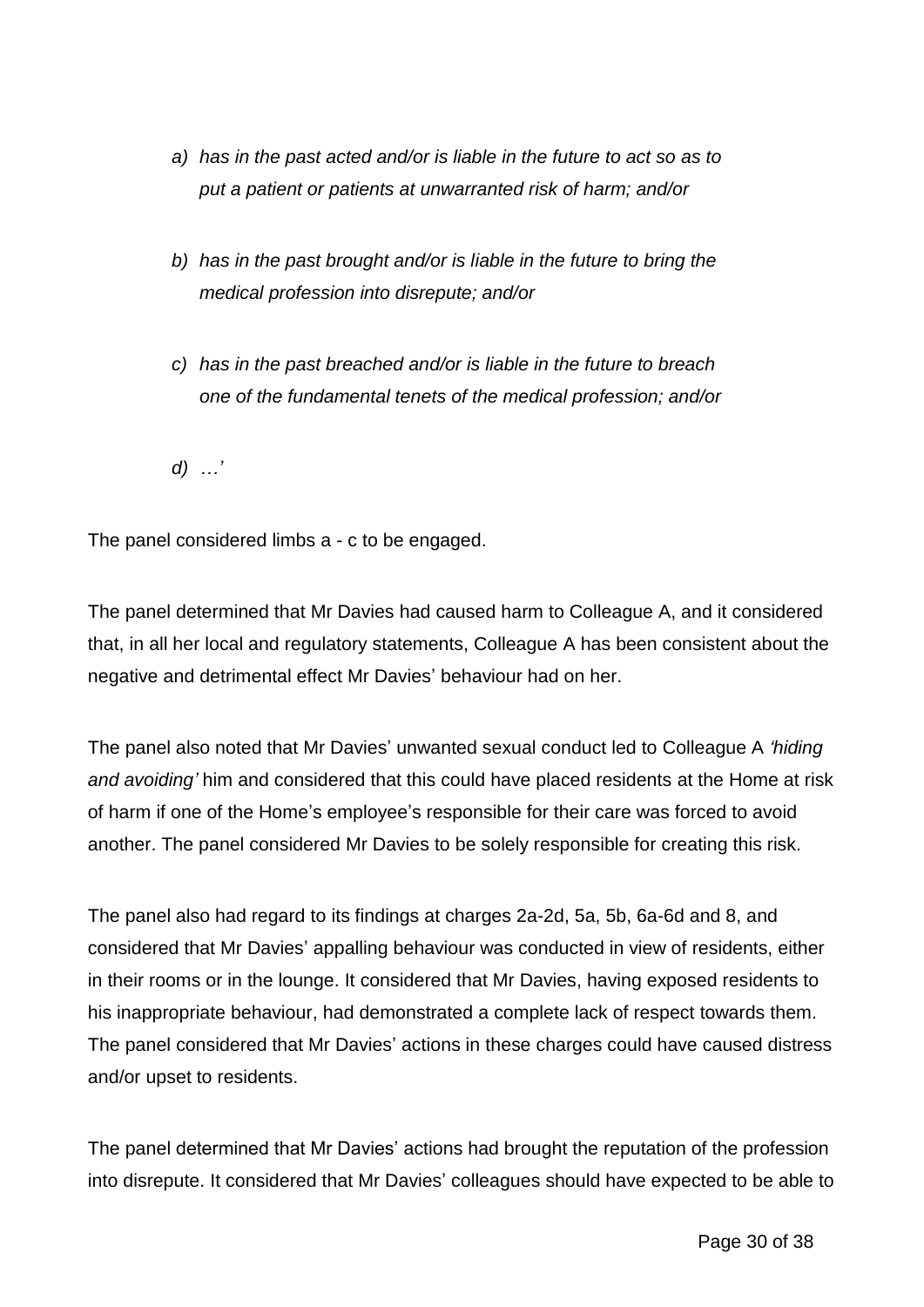*a) has in the past acted and/or is liable in the future to act so as to put a patient or patients at unwarranted risk of harm; and/or*

*b) has in the past brought and/or is liable in the future to bring the medical profession into disrepute; and/or*

*c) has in the past breached and/or is liable in the future to breach one of the fundamental tenets of the medical profession; and/or*

*d) …'*

The panel considered limbs a - c to be engaged.

The panel determined that Mr Davies had caused harm to Colleague A, and it considered that, in all her local and regulatory statements, Colleague A has been consistent about the negative and detrimental effect Mr Davies' behaviour had on her.

The panel also noted that Mr Davies' unwanted sexual conduct led to Colleague A *'hiding and avoiding'* him and considered that this could have placed residents at the Home at risk of harm if one of the Home's employee's responsible for their care was forced to avoid another. The panel considered Mr Davies to be solely responsible for creating this risk.

The panel also had regard to its findings at charges 2a-2d, 5a, 5b, 6a-6d and 8, and considered that Mr Davies' appalling behaviour was conducted in view of residents, either in their rooms or in the lounge. It considered that Mr Davies, having exposed residents to his inappropriate behaviour, had demonstrated a complete lack of respect towards them. The panel considered that Mr Davies' actions in these charges could have caused distress and/or upset to residents.

The panel determined that Mr Davies' actions had brought the reputation of the profession into disrepute. It considered that Mr Davies' colleagues should have expected to be able to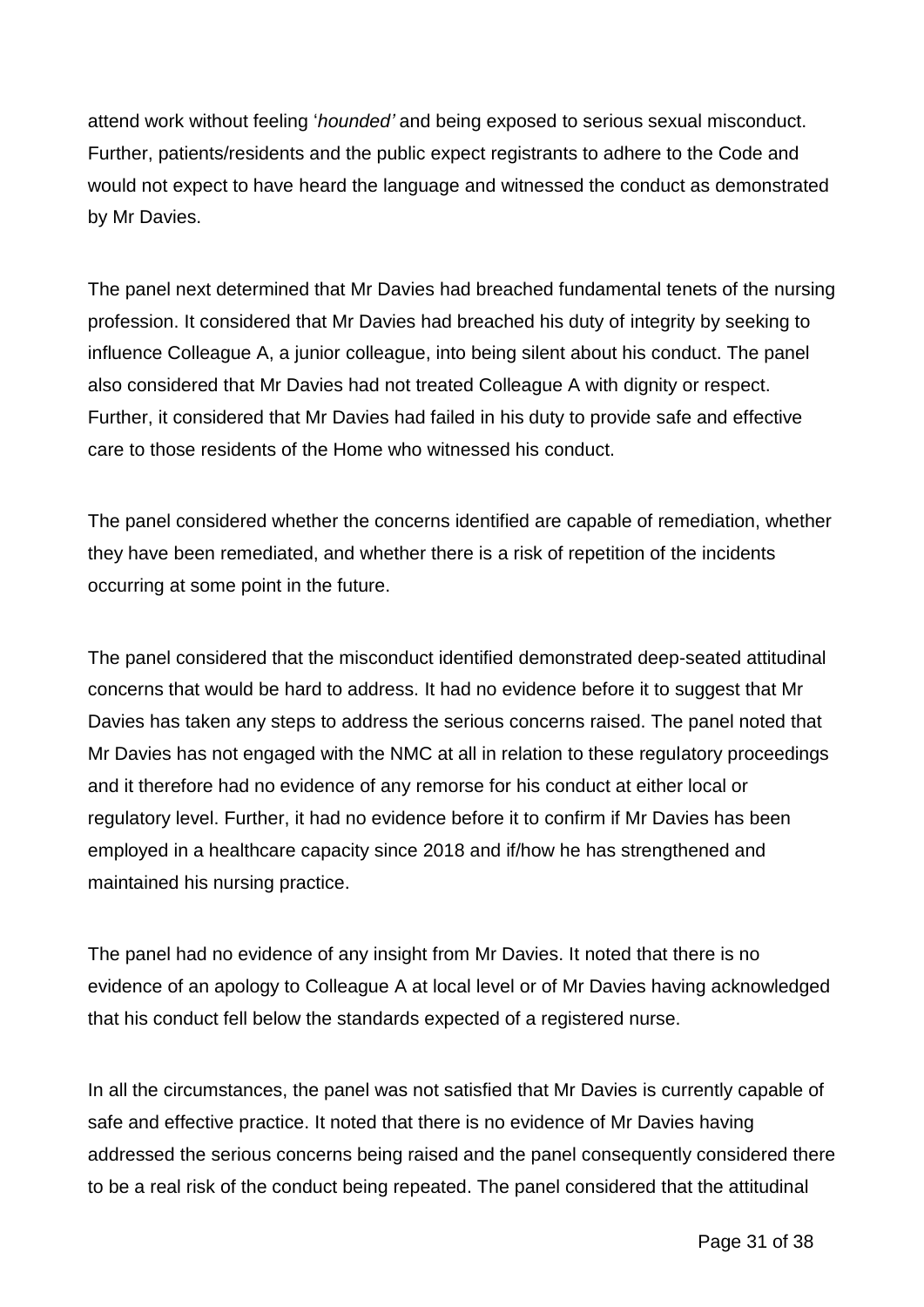attend work without feeling '*hounded'* and being exposed to serious sexual misconduct. Further, patients/residents and the public expect registrants to adhere to the Code and would not expect to have heard the language and witnessed the conduct as demonstrated by Mr Davies.

The panel next determined that Mr Davies had breached fundamental tenets of the nursing profession. It considered that Mr Davies had breached his duty of integrity by seeking to influence Colleague A, a junior colleague, into being silent about his conduct. The panel also considered that Mr Davies had not treated Colleague A with dignity or respect. Further, it considered that Mr Davies had failed in his duty to provide safe and effective care to those residents of the Home who witnessed his conduct.

The panel considered whether the concerns identified are capable of remediation, whether they have been remediated, and whether there is a risk of repetition of the incidents occurring at some point in the future.

The panel considered that the misconduct identified demonstrated deep-seated attitudinal concerns that would be hard to address. It had no evidence before it to suggest that Mr Davies has taken any steps to address the serious concerns raised. The panel noted that Mr Davies has not engaged with the NMC at all in relation to these regulatory proceedings and it therefore had no evidence of any remorse for his conduct at either local or regulatory level. Further, it had no evidence before it to confirm if Mr Davies has been employed in a healthcare capacity since 2018 and if/how he has strengthened and maintained his nursing practice.

The panel had no evidence of any insight from Mr Davies. It noted that there is no evidence of an apology to Colleague A at local level or of Mr Davies having acknowledged that his conduct fell below the standards expected of a registered nurse.

In all the circumstances, the panel was not satisfied that Mr Davies is currently capable of safe and effective practice. It noted that there is no evidence of Mr Davies having addressed the serious concerns being raised and the panel consequently considered there to be a real risk of the conduct being repeated. The panel considered that the attitudinal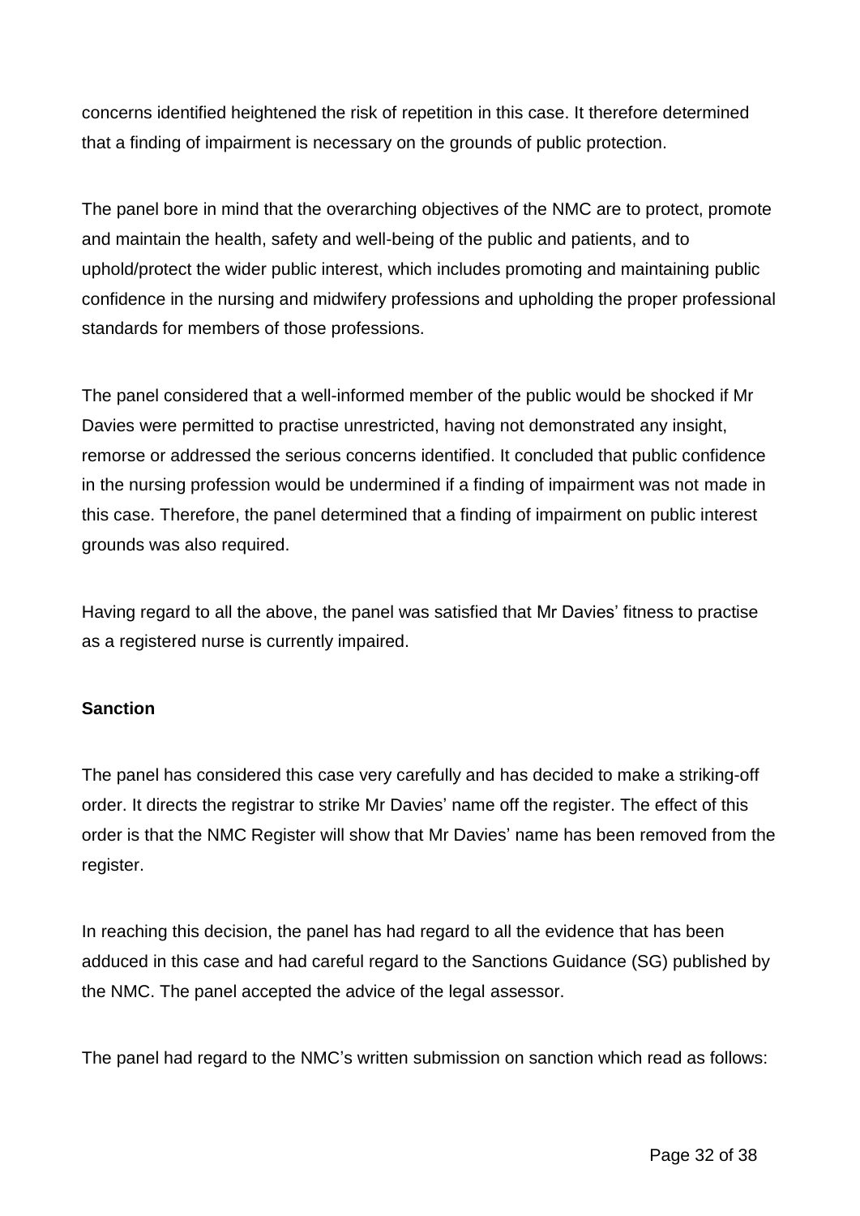concerns identified heightened the risk of repetition in this case. It therefore determined that a finding of impairment is necessary on the grounds of public protection.

The panel bore in mind that the overarching objectives of the NMC are to protect, promote and maintain the health, safety and well-being of the public and patients, and to uphold/protect the wider public interest, which includes promoting and maintaining public confidence in the nursing and midwifery professions and upholding the proper professional standards for members of those professions.

The panel considered that a well-informed member of the public would be shocked if Mr Davies were permitted to practise unrestricted, having not demonstrated any insight, remorse or addressed the serious concerns identified. It concluded that public confidence in the nursing profession would be undermined if a finding of impairment was not made in this case. Therefore, the panel determined that a finding of impairment on public interest grounds was also required.

Having regard to all the above, the panel was satisfied that Mr Davies' fitness to practise as a registered nurse is currently impaired.

**Sanction**

The panel has considered this case very carefully and has decided to make a striking-off order. It directs the registrar to strike Mr Davies' name off the register. The effect of this order is that the NMC Register will show that Mr Davies' name has been removed from the register.

In reaching this decision, the panel has had regard to all the evidence that has been adduced in this case and had careful regard to the Sanctions Guidance (SG) published by the NMC. The panel accepted the advice of the legal assessor.

The panel had regard to the NMC's written submission on sanction which read as follows: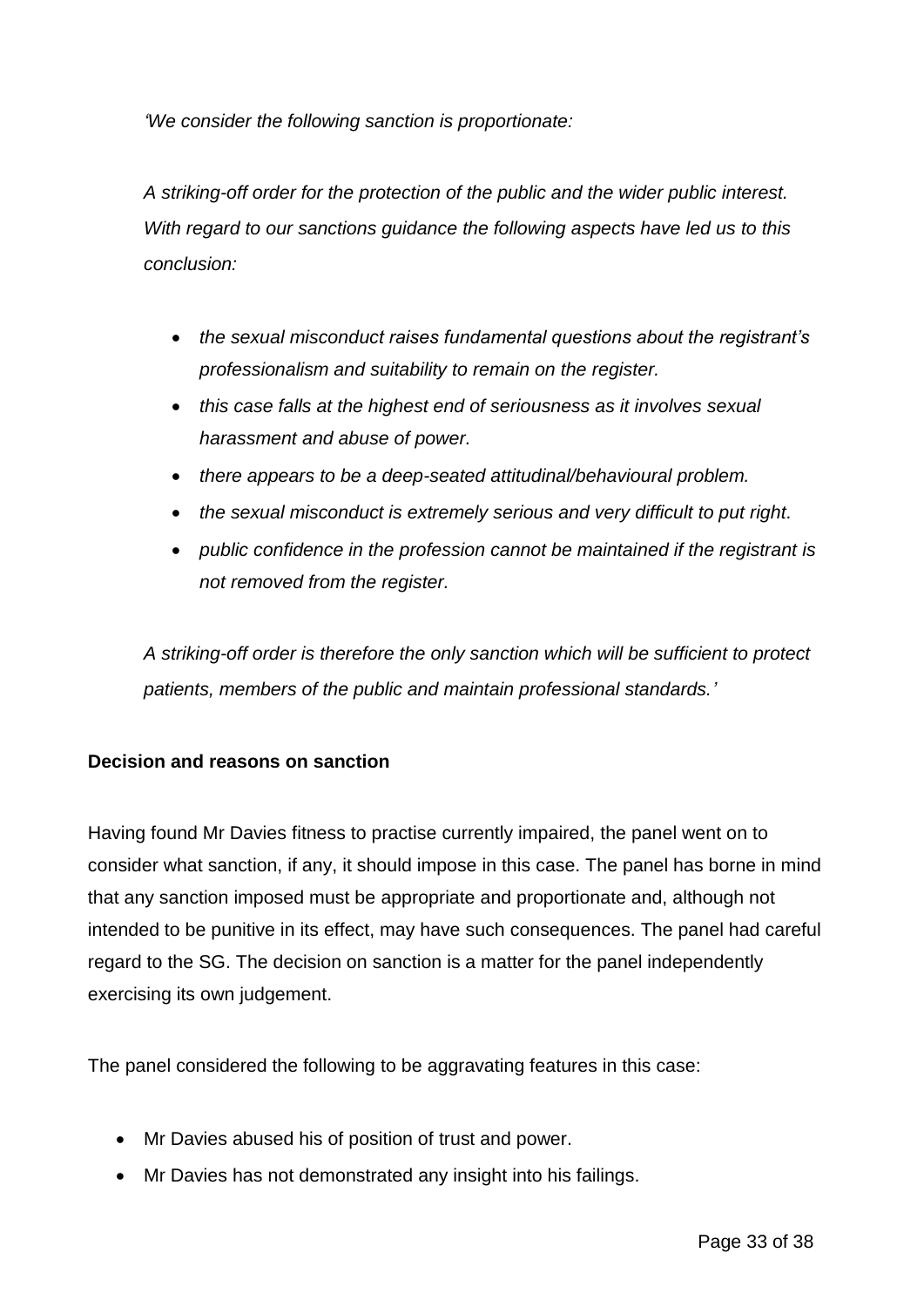*'We consider the following sanction is proportionate:*

*A striking-off order for the protection of the public and the wider public interest. With regard to our sanctions guidance the following aspects have led us to this conclusion:*

- *the sexual misconduct raises fundamental questions about the registrant's professionalism and suitability to remain on the register.*
- *this case falls at the highest end of seriousness as it involves sexual harassment and abuse of power.*
- *there appears to be a deep-seated attitudinal/behavioural problem.*
- *the sexual misconduct is extremely serious and very difficult to put right.*
- *public confidence in the profession cannot be maintained if the registrant is not removed from the register.*

*A striking-off order is therefore the only sanction which will be sufficient to protect patients, members of the public and maintain professional standards.'*

**Decision and reasons on sanction**

Having found Mr Davies fitness to practise currently impaired, the panel went on to consider what sanction, if any, it should impose in this case. The panel has borne in mind that any sanction imposed must be appropriate and proportionate and, although not intended to be punitive in its effect, may have such consequences. The panel had careful regard to the SG. The decision on sanction is a matter for the panel independently exercising its own judgement.

The panel considered the following to be aggravating features in this case:

- Mr Davies abused his of position of trust and power.
- Mr Davies has not demonstrated any insight into his failings.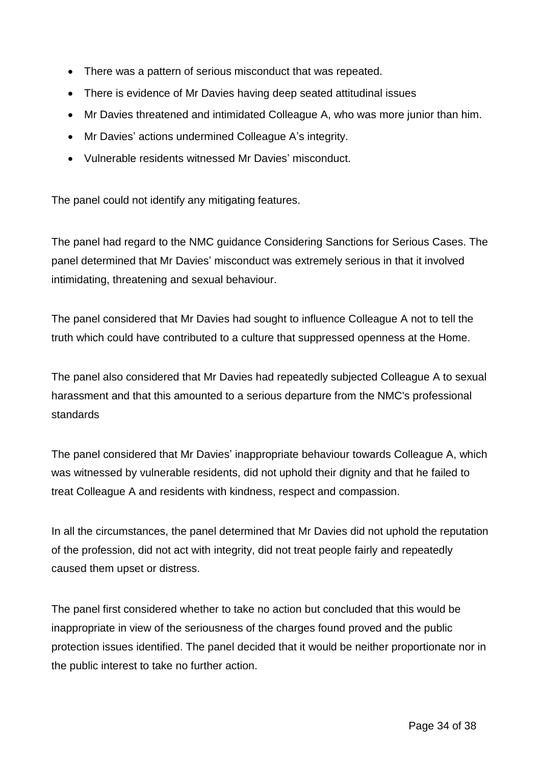- There was a pattern of serious misconduct that was repeated.
- There is evidence of Mr Davies having deep seated attitudinal issues
- Mr Davies threatened and intimidated Colleague A, who was more junior than him.
- Mr Davies' actions undermined Colleague A's integrity.
- Vulnerable residents witnessed Mr Davies' misconduct.

The panel could not identify any mitigating features.

The panel had regard to the NMC guidance Considering Sanctions for Serious Cases. The panel determined that Mr Davies' misconduct was extremely serious in that it involved intimidating, threatening and sexual behaviour.

The panel considered that Mr Davies had sought to influence Colleague A not to tell the truth which could have contributed to a culture that suppressed openness at the Home.

The panel also considered that Mr Davies had repeatedly subjected Colleague A to sexual harassment and that this amounted to a serious departure from the NMC's professional standards

The panel considered that Mr Davies' inappropriate behaviour towards Colleague A, which was witnessed by vulnerable residents, did not uphold their dignity and that he failed to treat Colleague A and residents with kindness, respect and compassion.

In all the circumstances, the panel determined that Mr Davies did not uphold the reputation of the profession, did not act with integrity, did not treat people fairly and repeatedly caused them upset or distress.

The panel first considered whether to take no action but concluded that this would be inappropriate in view of the seriousness of the charges found proved and the public protection issues identified. The panel decided that it would be neither proportionate nor in the public interest to take no further action.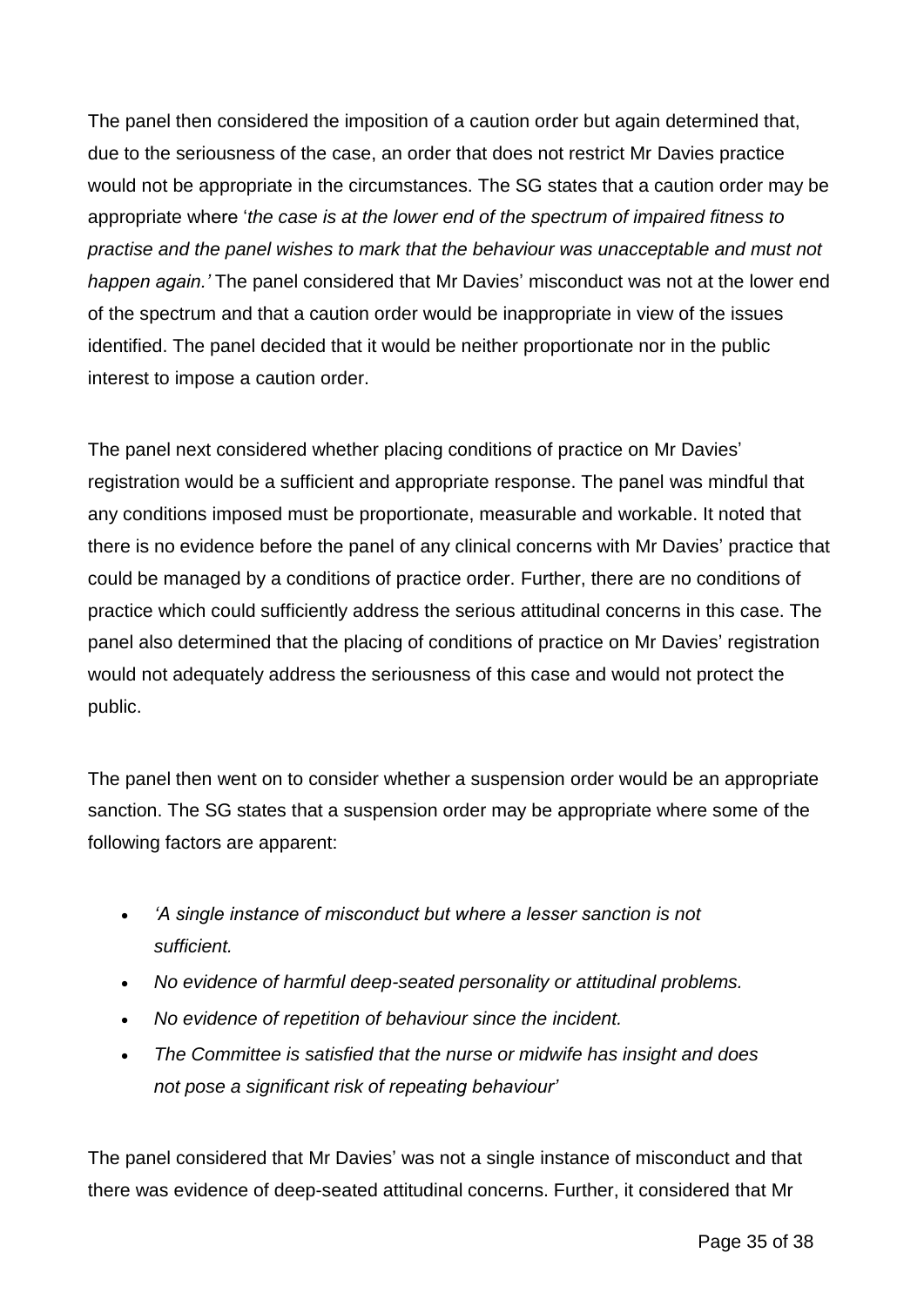The panel then considered the imposition of a caution order but again determined that, due to the seriousness of the case, an order that does not restrict Mr Davies practice would not be appropriate in the circumstances. The SG states that a caution order may be appropriate where '*the case is at the lower end of the spectrum of impaired fitness to practise and the panel wishes to mark that the behaviour was unacceptable and must not happen again.'* The panel considered that Mr Davies' misconduct was not at the lower end of the spectrum and that a caution order would be inappropriate in view of the issues identified. The panel decided that it would be neither proportionate nor in the public interest to impose a caution order.

The panel next considered whether placing conditions of practice on Mr Davies' registration would be a sufficient and appropriate response. The panel was mindful that any conditions imposed must be proportionate, measurable and workable. It noted that there is no evidence before the panel of any clinical concerns with Mr Davies' practice that could be managed by a conditions of practice order. Further, there are no conditions of practice which could sufficiently address the serious attitudinal concerns in this case. The panel also determined that the placing of conditions of practice on Mr Davies' registration would not adequately address the seriousness of this case and would not protect the public.

The panel then went on to consider whether a suspension order would be an appropriate sanction. The SG states that a suspension order may be appropriate where some of the following factors are apparent:

- *'A single instance of misconduct but where a lesser sanction is not sufficient.*
- *No evidence of harmful deep-seated personality or attitudinal problems.*
- *No evidence of repetition of behaviour since the incident.*
- *The Committee is satisfied that the nurse or midwife has insight and does not pose a significant risk of repeating behaviour'*

The panel considered that Mr Davies' was not a single instance of misconduct and that there was evidence of deep-seated attitudinal concerns. Further, it considered that Mr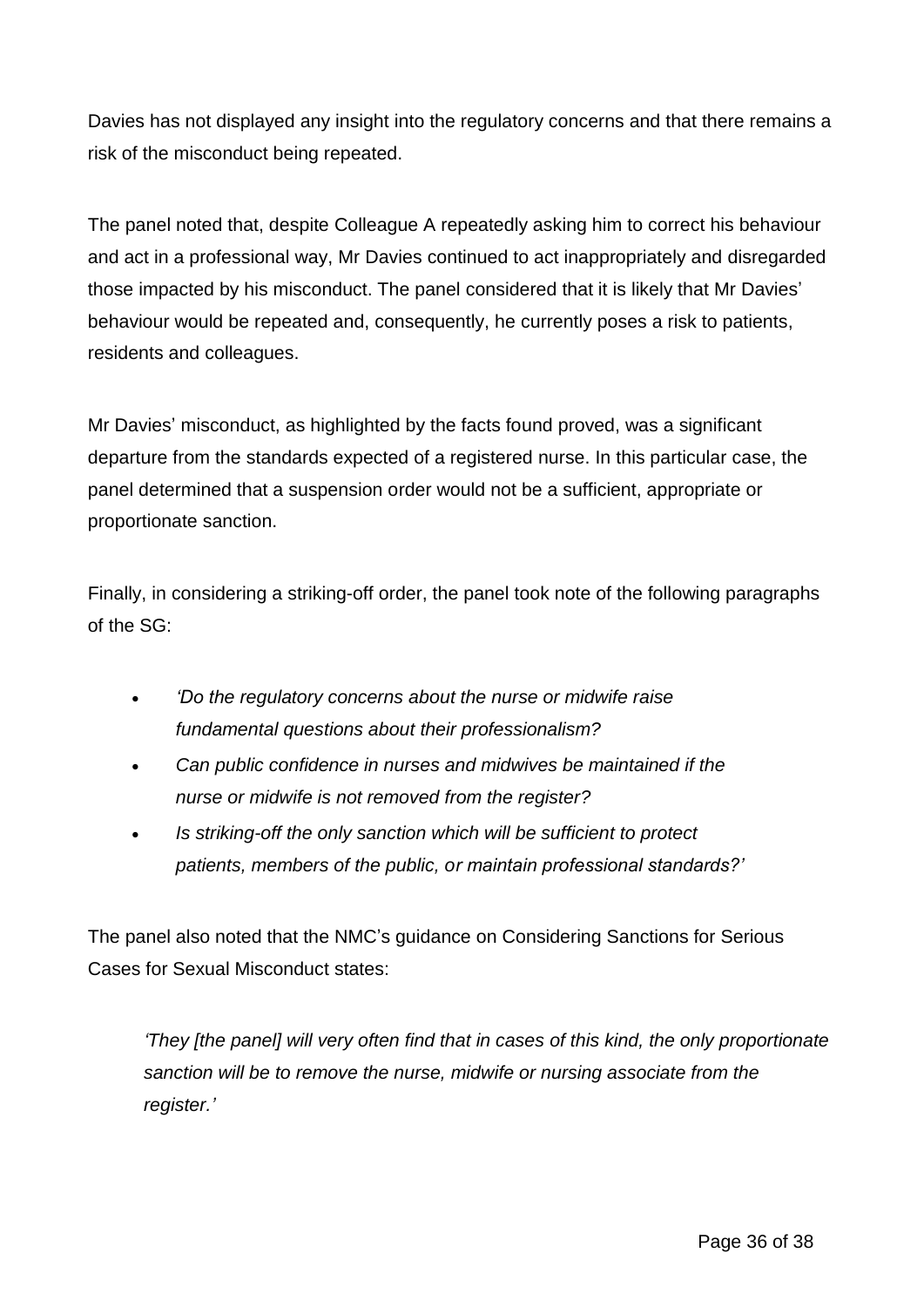Davies has not displayed any insight into the regulatory concerns and that there remains a risk of the misconduct being repeated.

The panel noted that, despite Colleague A repeatedly asking him to correct his behaviour and act in a professional way, Mr Davies continued to act inappropriately and disregarded those impacted by his misconduct. The panel considered that it is likely that Mr Davies' behaviour would be repeated and, consequently, he currently poses a risk to patients, residents and colleagues.

Mr Davies' misconduct, as highlighted by the facts found proved, was a significant departure from the standards expected of a registered nurse. In this particular case, the panel determined that a suspension order would not be a sufficient, appropriate or proportionate sanction.

Finally, in considering a striking-off order, the panel took note of the following paragraphs of the SG:

- *'Do the regulatory concerns about the nurse or midwife raise fundamental questions about their professionalism?*
- *Can public confidence in nurses and midwives be maintained if the nurse or midwife is not removed from the register?*
- *Is striking-off the only sanction which will be sufficient to protect patients, members of the public, or maintain professional standards?'*

The panel also noted that the NMC's guidance on Considering Sanctions for Serious Cases for Sexual Misconduct states:

> *'They [the panel] will very often find that in cases of this kind, the only proportionate sanction will be to remove the nurse, midwife or nursing associate from the register.'*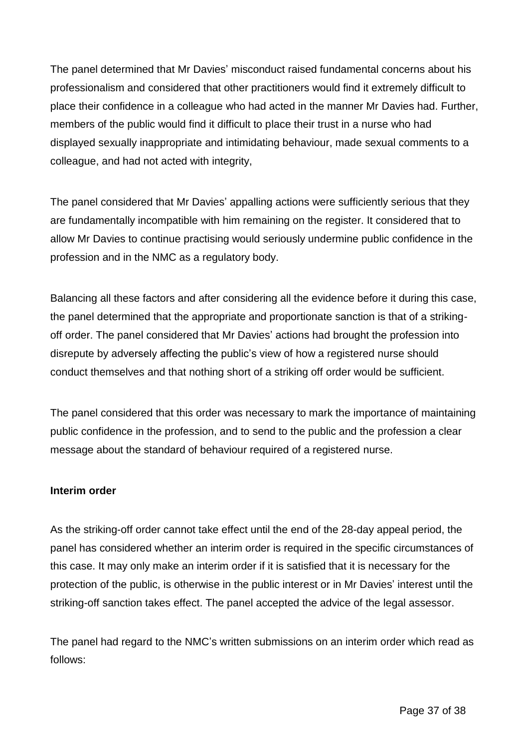The panel determined that Mr Davies' misconduct raised fundamental concerns about his professionalism and considered that other practitioners would find it extremely difficult to place their confidence in a colleague who had acted in the manner Mr Davies had. Further, members of the public would find it difficult to place their trust in a nurse who had displayed sexually inappropriate and intimidating behaviour, made sexual comments to a colleague, and had not acted with integrity,

The panel considered that Mr Davies' appalling actions were sufficiently serious that they are fundamentally incompatible with him remaining on the register. It considered that to allow Mr Davies to continue practising would seriously undermine public confidence in the profession and in the NMC as a regulatory body.

Balancing all these factors and after considering all the evidence before it during this case, the panel determined that the appropriate and proportionate sanction is that of a striking-off order. The panel considered that Mr Davies' actions had brought the profession into disrepute by adversely affecting the public's view of how a registered nurse should conduct themselves and that nothing short of a striking off order would be sufficient.

The panel considered that this order was necessary to mark the importance of maintaining public confidence in the profession, and to send to the public and the profession a clear message about the standard of behaviour required of a registered nurse.

**Interim order**

As the striking-off order cannot take effect until the end of the 28-day appeal period, the panel has considered whether an interim order is required in the specific circumstances of this case. It may only make an interim order if it is satisfied that it is necessary for the protection of the public, is otherwise in the public interest or in Mr Davies' interest until the striking-off sanction takes effect. The panel accepted the advice of the legal assessor.

The panel had regard to the NMC's written submissions on an interim order which read as follows: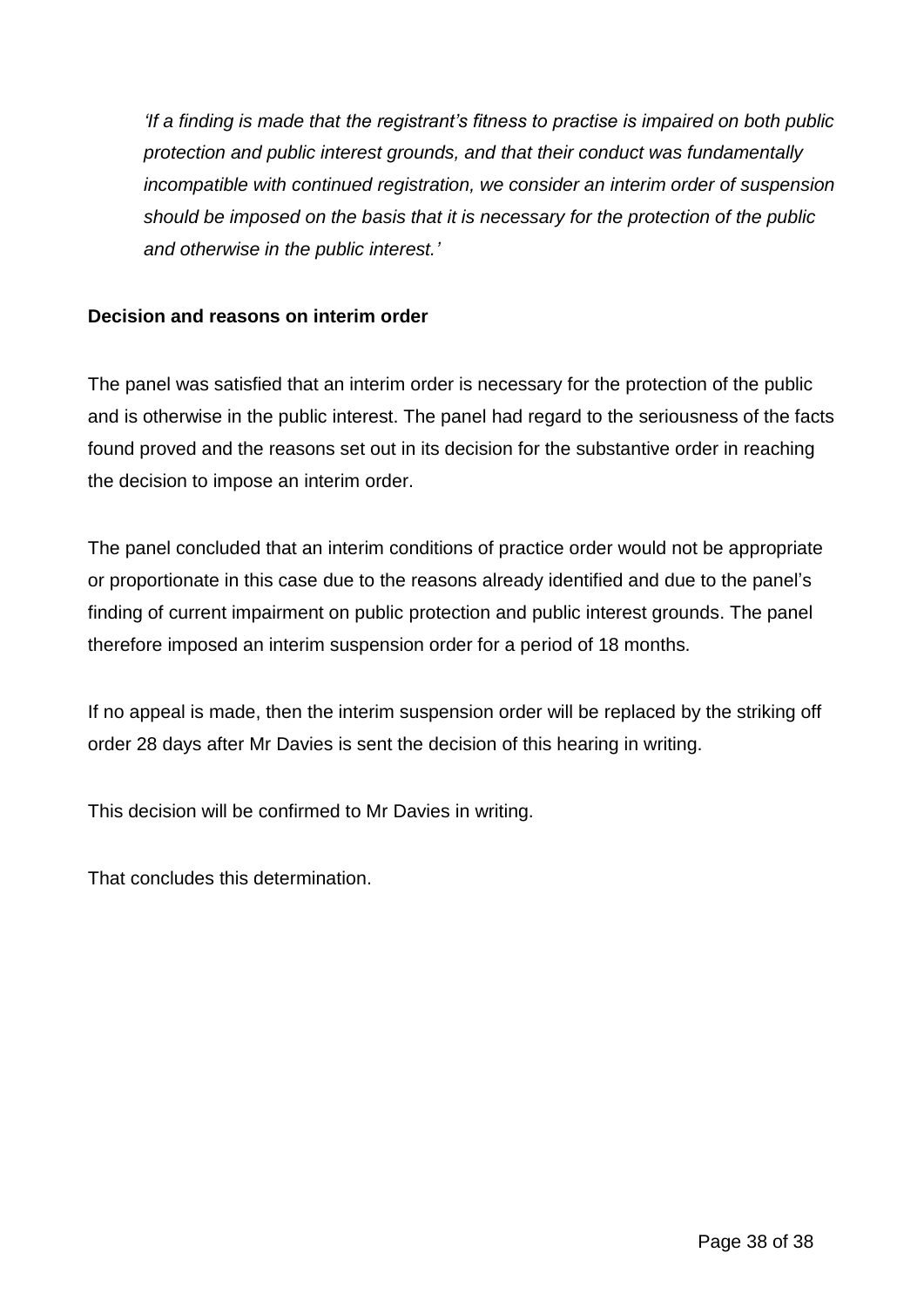*'If a finding is made that the registrant's fitness to practise is impaired on both public protection and public interest grounds, and that their conduct was fundamentally incompatible with continued registration, we consider an interim order of suspension should be imposed on the basis that it is necessary for the protection of the public and otherwise in the public interest.'*

**Decision and reasons on interim order**

The panel was satisfied that an interim order is necessary for the protection of the public and is otherwise in the public interest. The panel had regard to the seriousness of the facts found proved and the reasons set out in its decision for the substantive order in reaching the decision to impose an interim order.

The panel concluded that an interim conditions of practice order would not be appropriate or proportionate in this case due to the reasons already identified and due to the panel's finding of current impairment on public protection and public interest grounds. The panel therefore imposed an interim suspension order for a period of 18 months.

If no appeal is made, then the interim suspension order will be replaced by the striking off order 28 days after Mr Davies is sent the decision of this hearing in writing.

This decision will be confirmed to Mr Davies in writing.

That concludes this determination.